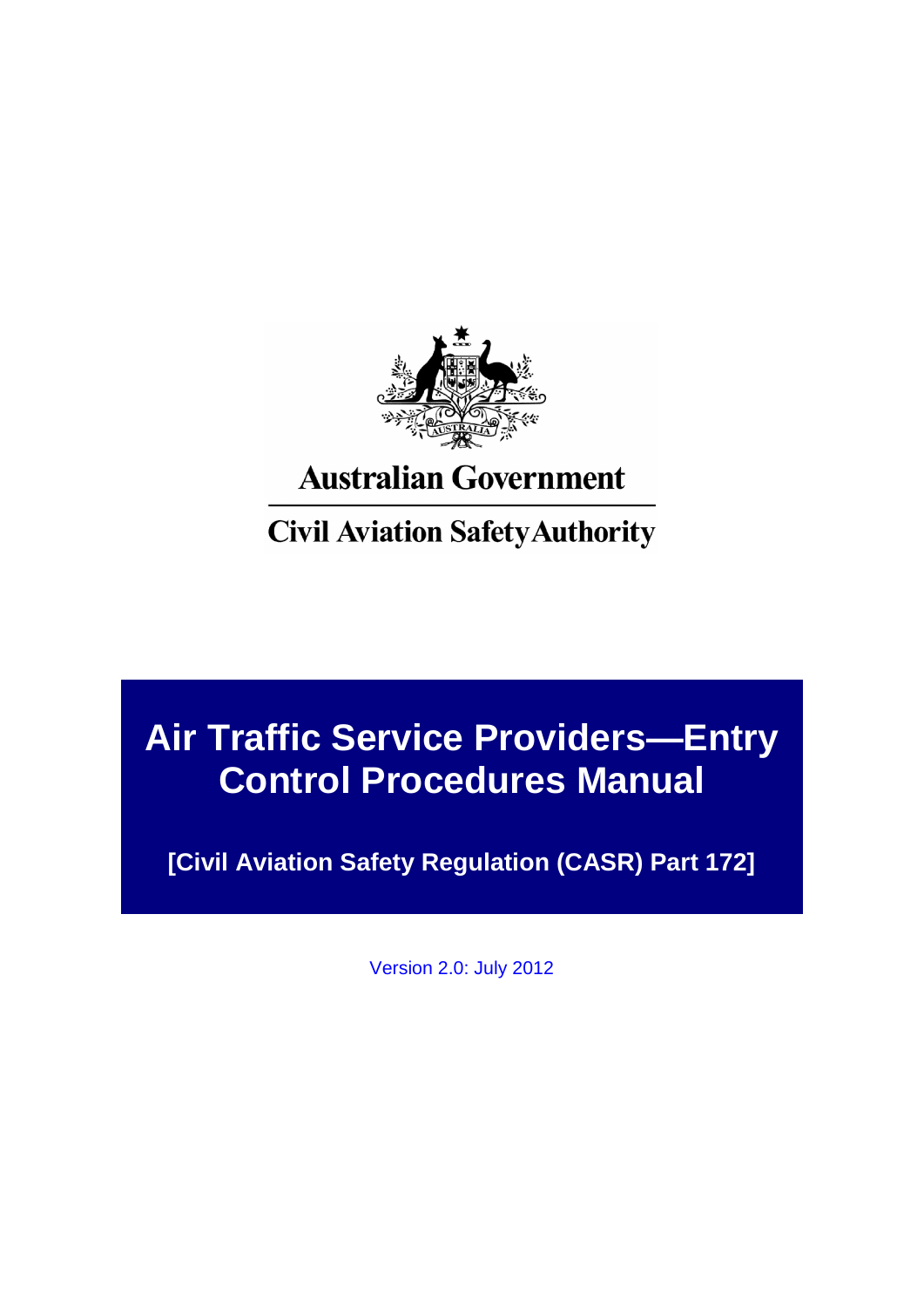Australian Government

Civil Aviation Safety Authority

# Air Traffic Service Providers—Entry Control Procedures Manual

**[Civil Aviation Safety Regulation (CASR) Part 172]**

Version 2.0: July 2012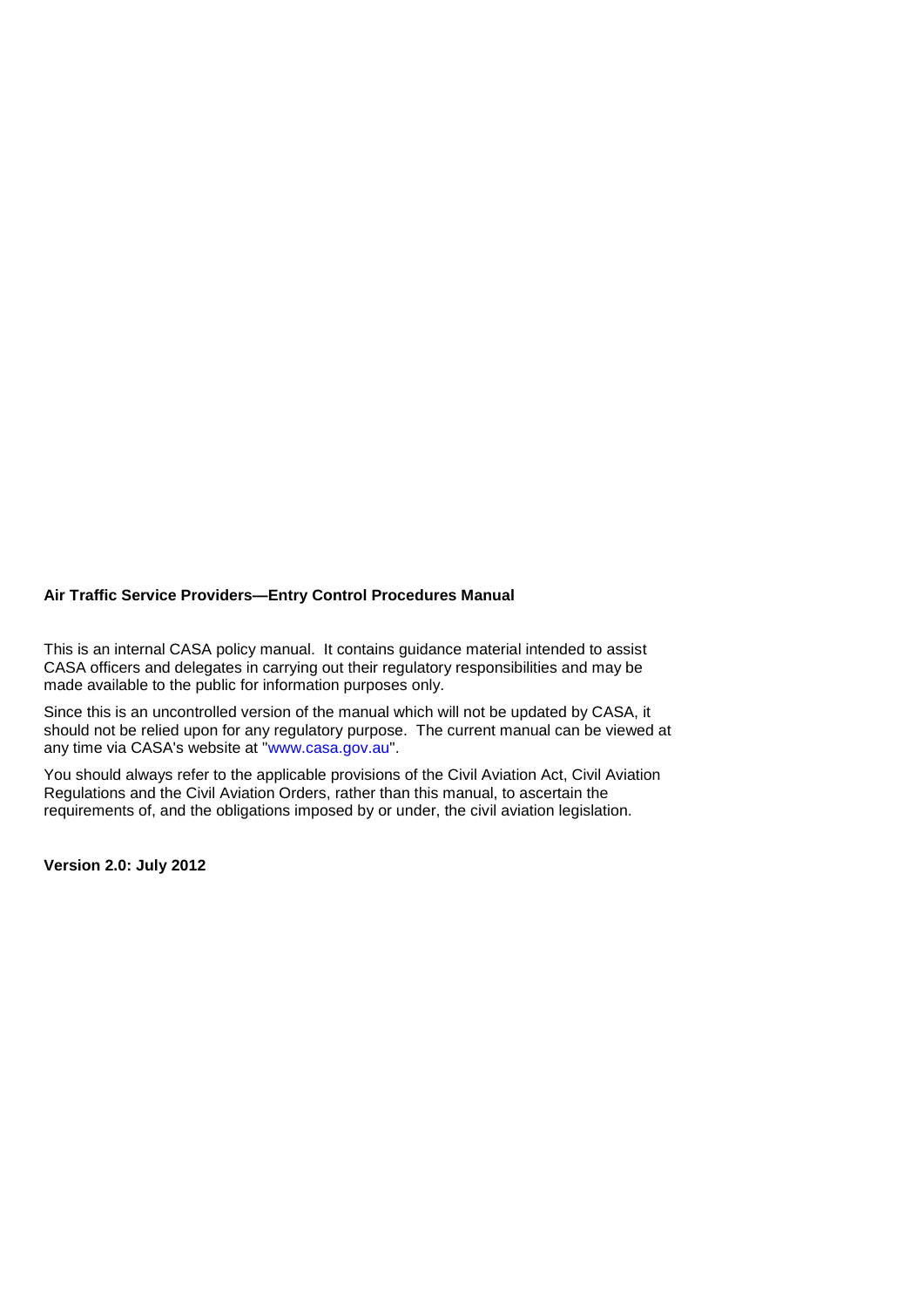**Air Traffic Service Providers—Entry Control Procedures Manual**

This is an internal CASA policy manual. It contains guidance material intended to assist CASA officers and delegates in carrying out their regulatory responsibilities and may be made available to the public for information purposes only.

Since this is an uncontrolled version of the manual which will not be updated by CASA, it should not be relied upon for any regulatory purpose. The current manual can be viewed at any time via CASA's website at "www.casa.gov.au".

You should always refer to the applicable provisions of the Civil Aviation Act, Civil Aviation Regulations and the Civil Aviation Orders, rather than this manual, to ascertain the requirements of, and the obligations imposed by or under, the civil aviation legislation.

**Version 2.0: July 2012**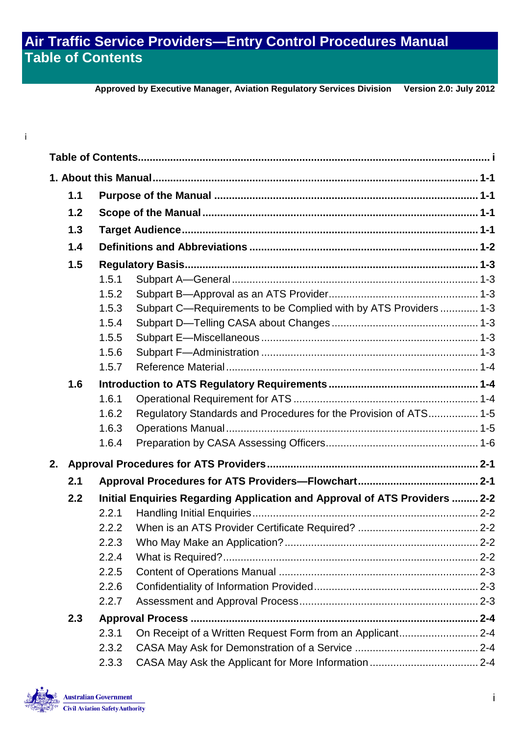# Air Traffic Service Providers—Entry Control Procedures Manual
## Table of Contents

**Approved by Executive Manager, Aviation Regulatory Services Division    Version 2.0: July 2012**

**Table of Contents ..................................................................... i**

**1. About this Manual ..................................................................... 1-1**

- **1.1 Purpose of the Manual ..................................................................... 1-1**
- **1.2 Scope of the Manual ..................................................................... 1-1**
- **1.3 Target Audience ..................................................................... 1-1**
- **1.4 Definitions and Abbreviations ..................................................................... 1-2**
- **1.5 Regulatory Basis ..................................................................... 1-3**
  - 1.5.1 Subpart A—General ..................................................................... 1-3
  - 1.5.2 Subpart B—Approval as an ATS Provider ..................................................................... 1-3
  - 1.5.3 Subpart C—Requirements to be Complied with by ATS Providers ..................................................................... 1-3
  - 1.5.4 Subpart D—Telling CASA about Changes ..................................................................... 1-3
  - 1.5.5 Subpart E—Miscellaneous ..................................................................... 1-3
  - 1.5.6 Subpart F—Administration ..................................................................... 1-3
  - 1.5.7 Reference Material ..................................................................... 1-4
- **1.6 Introduction to ATS Regulatory Requirements ..................................................................... 1-4**
  - 1.6.1 Operational Requirement for ATS ..................................................................... 1-4
  - 1.6.2 Regulatory Standards and Procedures for the Provision of ATS ..................................................................... 1-5
  - 1.6.3 Operations Manual ..................................................................... 1-5
  - 1.6.4 Preparation by CASA Assessing Officers ..................................................................... 1-6

**2. Approval Procedures for ATS Providers ..................................................................... 2-1**

- **2.1 Approval Procedures for ATS Providers—Flowchart ..................................................................... 2-1**
- **2.2 Initial Enquiries Regarding Application and Approval of ATS Providers ..................................................................... 2-2**
  - 2.2.1 Handling Initial Enquiries ..................................................................... 2-2
  - 2.2.2 When is an ATS Provider Certificate Required? ..................................................................... 2-2
  - 2.2.3 Who May Make an Application? ..................................................................... 2-2
  - 2.2.4 What is Required? ..................................................................... 2-2
  - 2.2.5 Content of Operations Manual ..................................................................... 2-3
  - 2.2.6 Confidentiality of Information Provided ..................................................................... 2-3
  - 2.2.7 Assessment and Approval Process ..................................................................... 2-3
- **2.3 Approval Process ..................................................................... 2-4**
  - 2.3.1 On Receipt of a Written Request Form from an Applicant ..................................................................... 2-4
  - 2.3.2 CASA May Ask for Demonstration of a Service ..................................................................... 2-4
  - 2.3.3 CASA May Ask the Applicant for More Information ..................................................................... 2-4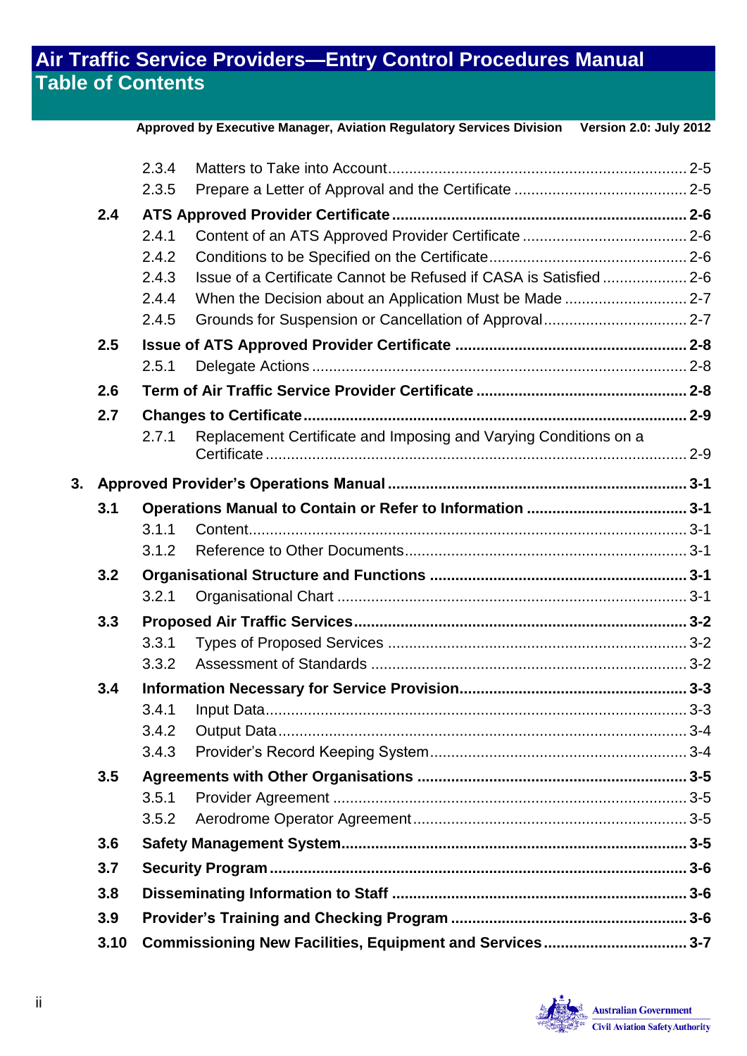# Air Traffic Service Providers—Entry Control Procedures Manual
## Table of Contents

Approved by Executive Manager, Aviation Regulatory Services Division    Version 2.0: July 2012

- 2.3.4 Matters to Take into Account .......... 2-5
- 2.3.5 Prepare a Letter of Approval and the Certificate .......... 2-5

**2.4 ATS Approved Provider Certificate .......... 2-6**

- 2.4.1 Content of an ATS Approved Provider Certificate .......... 2-6
- 2.4.2 Conditions to be Specified on the Certificate .......... 2-6
- 2.4.3 Issue of a Certificate Cannot be Refused if CASA is Satisfied .......... 2-6
- 2.4.4 When the Decision about an Application Must be Made .......... 2-7
- 2.4.5 Grounds for Suspension or Cancellation of Approval .......... 2-7

**2.5 Issue of ATS Approved Provider Certificate .......... 2-8**

- 2.5.1 Delegate Actions .......... 2-8

**2.6 Term of Air Traffic Service Provider Certificate .......... 2-8**

**2.7 Changes to Certificate .......... 2-9**

- 2.7.1 Replacement Certificate and Imposing and Varying Conditions on a Certificate .......... 2-9

**3. Approved Provider's Operations Manual .......... 3-1**

**3.1 Operations Manual to Contain or Refer to Information .......... 3-1**

- 3.1.1 Content .......... 3-1
- 3.1.2 Reference to Other Documents .......... 3-1

**3.2 Organisational Structure and Functions .......... 3-1**

- 3.2.1 Organisational Chart .......... 3-1

**3.3 Proposed Air Traffic Services .......... 3-2**

- 3.3.1 Types of Proposed Services .......... 3-2
- 3.3.2 Assessment of Standards .......... 3-2

**3.4 Information Necessary for Service Provision .......... 3-3**

- 3.4.1 Input Data .......... 3-3
- 3.4.2 Output Data .......... 3-4
- 3.4.3 Provider's Record Keeping System .......... 3-4

**3.5 Agreements with Other Organisations .......... 3-5**

- 3.5.1 Provider Agreement .......... 3-5
- 3.5.2 Aerodrome Operator Agreement .......... 3-5

**3.6 Safety Management System .......... 3-5**

**3.7 Security Program .......... 3-6**

**3.8 Disseminating Information to Staff .......... 3-6**

**3.9 Provider's Training and Checking Program .......... 3-6**

**3.10 Commissioning New Facilities, Equipment and Services .......... 3-7**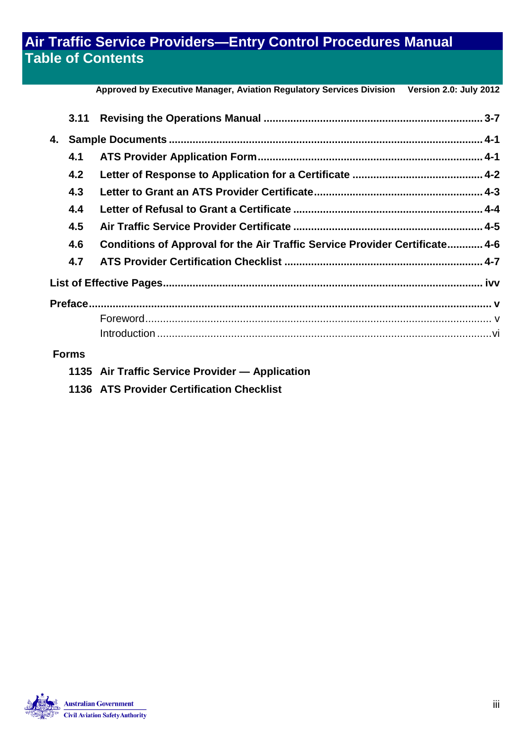3.11 Revising the Operations Manual ........................................................................ 3-7

4. Sample Documents ........................................................................................... 4-1

4.1 ATS Provider Application Form .......................................................................... 4-1

4.2 Letter of Response to Application for a Certificate ........................................... 4-2

4.3 Letter to Grant an ATS Provider Certificate ....................................................... 4-3

4.4 Letter of Refusal to Grant a Certificate .............................................................. 4-4

4.5 Air Traffic Service Provider Certificate .............................................................. 4-5

4.6 Conditions of Approval for the Air Traffic Service Provider Certificate ............ 4-6

4.7 ATS Provider Certification Checklist ................................................................. 4-7

List of Effective Pages .......................................................................................... ivv

Preface ...................................................................................................................... v

Foreword ................................................................................................................... v

Introduction .............................................................................................................. vi

**Forms**

1135 Air Traffic Service Provider — Application

1136 ATS Provider Certification Checklist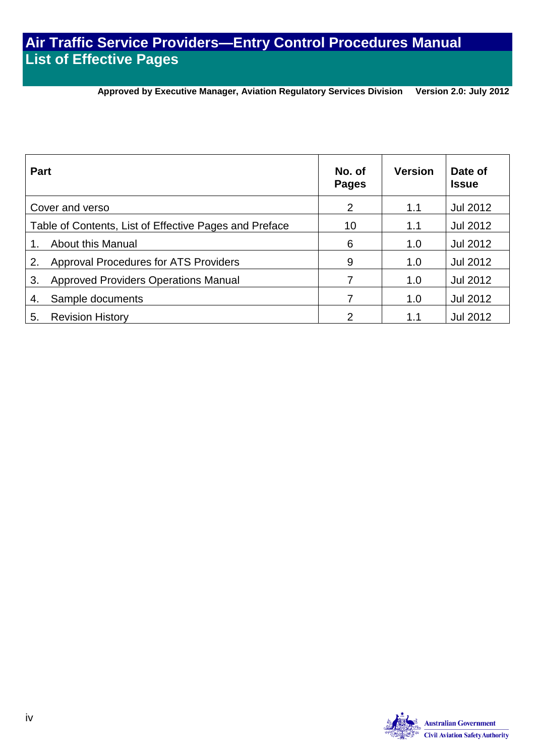# Air Traffic Service Providers—Entry Control Procedures Manual
## List of Effective Pages

**Approved by Executive Manager, Aviation Regulatory Services Division Version 2.0: July 2012**

| Part | No. of Pages | Version | Date of Issue |
|---|---|---|---|
| Cover and verso | 2 | 1.1 | Jul 2012 |
| Table of Contents, List of Effective Pages and Preface | 10 | 1.1 | Jul 2012 |
| 1. About this Manual | 6 | 1.0 | Jul 2012 |
| 2. Approval Procedures for ATS Providers | 9 | 1.0 | Jul 2012 |
| 3. Approved Providers Operations Manual | 7 | 1.0 | Jul 2012 |
| 4. Sample documents | 7 | 1.0 | Jul 2012 |
| 5. Revision History | 2 | 1.1 | Jul 2012 |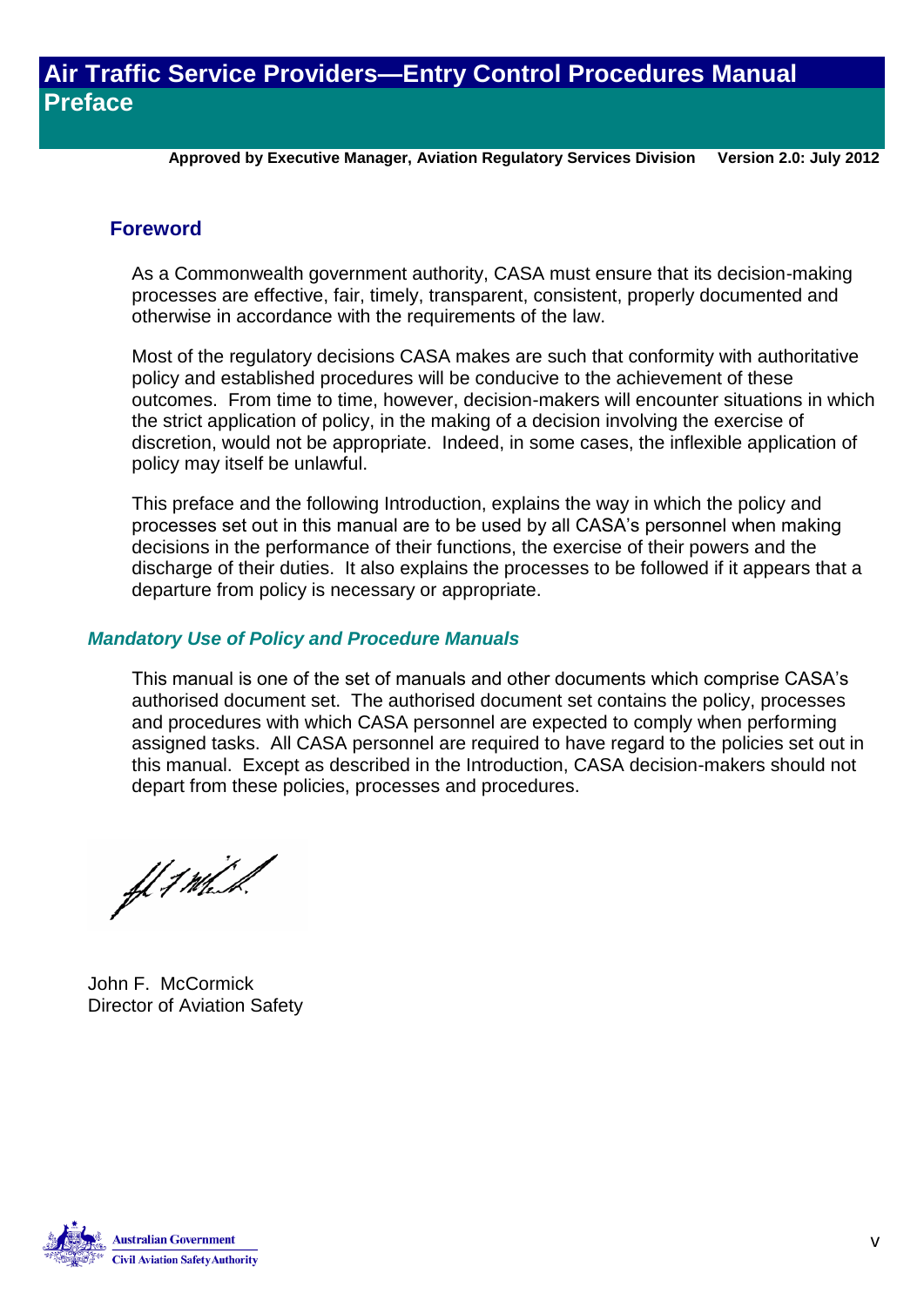# Air Traffic Service Providers—Entry Control Procedures Manual
## Preface

**Approved by Executive Manager, Aviation Regulatory Services Division Version 2.0: July 2012**

### Foreword

As a Commonwealth government authority, CASA must ensure that its decision-making processes are effective, fair, timely, transparent, consistent, properly documented and otherwise in accordance with the requirements of the law.

Most of the regulatory decisions CASA makes are such that conformity with authoritative policy and established procedures will be conducive to the achievement of these outcomes. From time to time, however, decision-makers will encounter situations in which the strict application of policy, in the making of a decision involving the exercise of discretion, would not be appropriate. Indeed, in some cases, the inflexible application of policy may itself be unlawful.

This preface and the following Introduction, explains the way in which the policy and processes set out in this manual are to be used by all CASA's personnel when making decisions in the performance of their functions, the exercise of their powers and the discharge of their duties. It also explains the processes to be followed if it appears that a departure from policy is necessary or appropriate.

#### *Mandatory Use of Policy and Procedure Manuals*

This manual is one of the set of manuals and other documents which comprise CASA's authorised document set. The authorised document set contains the policy, processes and procedures with which CASA personnel are expected to comply when performing assigned tasks. All CASA personnel are required to have regard to the policies set out in this manual. Except as described in the Introduction, CASA decision-makers should not depart from these policies, processes and procedures.

John F. McCormick
Director of Aviation Safety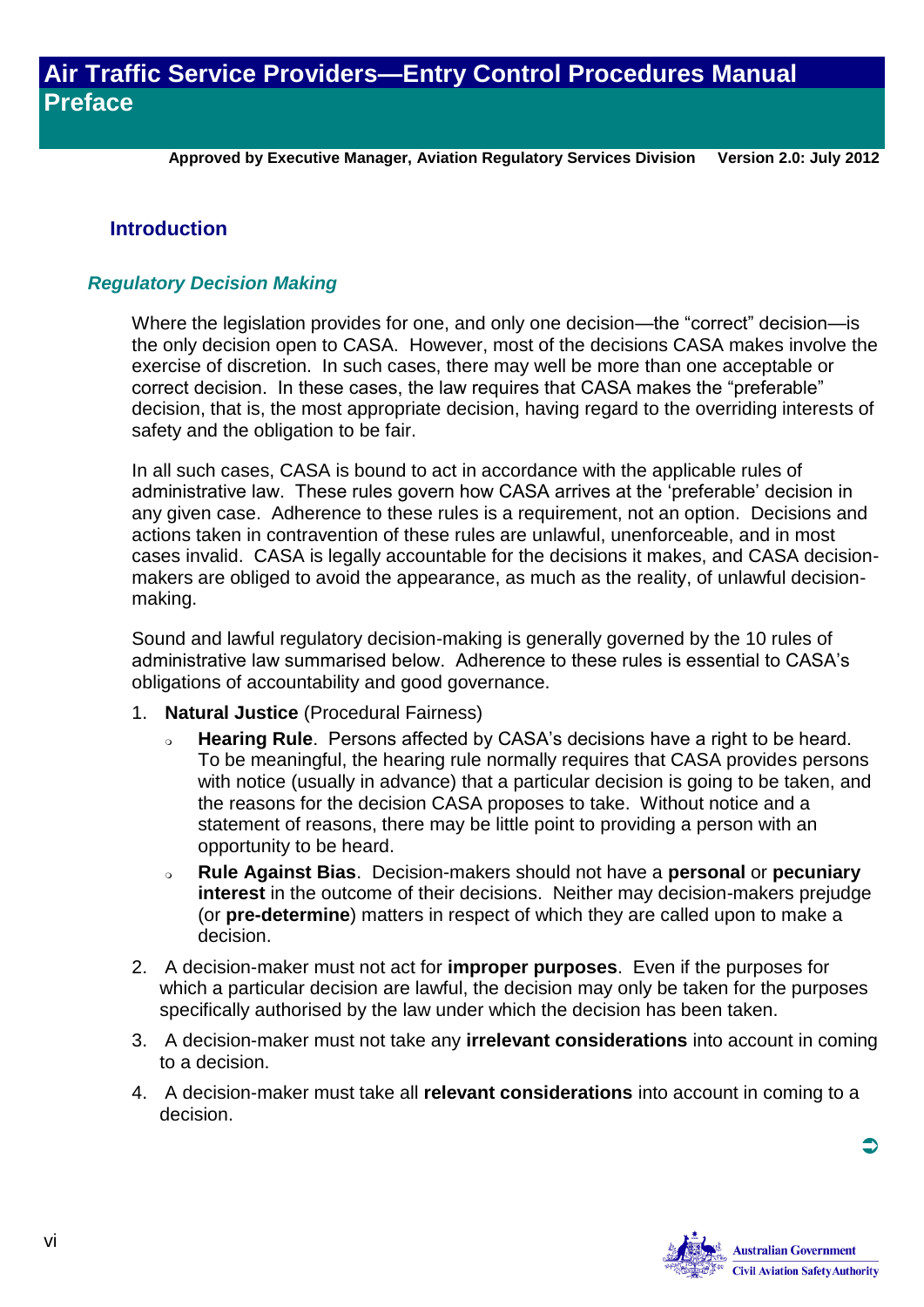## Introduction

### *Regulatory Decision Making*

Where the legislation provides for one, and only one decision—the "correct" decision—is the only decision open to CASA. However, most of the decisions CASA makes involve the exercise of discretion. In such cases, there may well be more than one acceptable or correct decision. In these cases, the law requires that CASA makes the "preferable" decision, that is, the most appropriate decision, having regard to the overriding interests of safety and the obligation to be fair.

In all such cases, CASA is bound to act in accordance with the applicable rules of administrative law. These rules govern how CASA arrives at the 'preferable' decision in any given case. Adherence to these rules is a requirement, not an option. Decisions and actions taken in contravention of these rules are unlawful, unenforceable, and in most cases invalid. CASA is legally accountable for the decisions it makes, and CASA decision-makers are obliged to avoid the appearance, as much as the reality, of unlawful decision-making.

Sound and lawful regulatory decision-making is generally governed by the 10 rules of administrative law summarised below. Adherence to these rules is essential to CASA's obligations of accountability and good governance.

1. **Natural Justice** (Procedural Fairness)
   - **Hearing Rule**. Persons affected by CASA's decisions have a right to be heard. To be meaningful, the hearing rule normally requires that CASA provides persons with notice (usually in advance) that a particular decision is going to be taken, and the reasons for the decision CASA proposes to take. Without notice and a statement of reasons, there may be little point to providing a person with an opportunity to be heard.
   - **Rule Against Bias**. Decision-makers should not have a **personal** or **pecuniary interest** in the outcome of their decisions. Neither may decision-makers prejudge (or **pre-determine**) matters in respect of which they are called upon to make a decision.
2. A decision-maker must not act for **improper purposes**. Even if the purposes for which a particular decision are lawful, the decision may only be taken for the purposes specifically authorised by the law under which the decision has been taken.
3. A decision-maker must not take any **irrelevant considerations** into account in coming to a decision.
4. A decision-maker must take all **relevant considerations** into account in coming to a decision.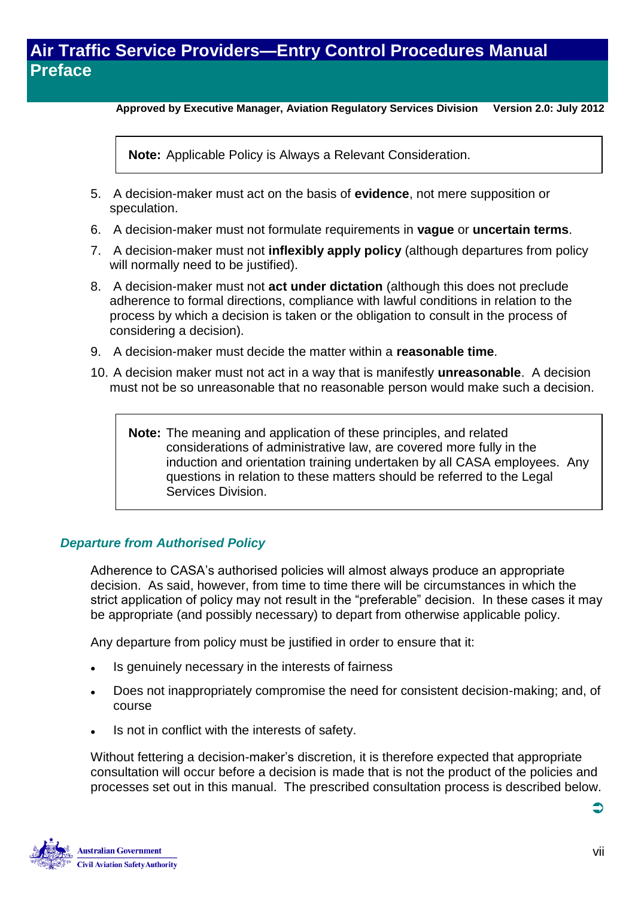> **Note:** Applicable Policy is Always a Relevant Consideration.

5. A decision-maker must act on the basis of **evidence**, not mere supposition or speculation.
6. A decision-maker must not formulate requirements in **vague** or **uncertain terms**.
7. A decision-maker must not **inflexibly apply policy** (although departures from policy will normally need to be justified).
8. A decision-maker must not **act under dictation** (although this does not preclude adherence to formal directions, compliance with lawful conditions in relation to the process by which a decision is taken or the obligation to consult in the process of considering a decision).
9. A decision-maker must decide the matter within a **reasonable time**.
10. A decision maker must not act in a way that is manifestly **unreasonable**. A decision must not be so unreasonable that no reasonable person would make such a decision.

> **Note:** The meaning and application of these principles, and related considerations of administrative law, are covered more fully in the induction and orientation training undertaken by all CASA employees. Any questions in relation to these matters should be referred to the Legal Services Division.

### *Departure from Authorised Policy*

Adherence to CASA's authorised policies will almost always produce an appropriate decision. As said, however, from time to time there will be circumstances in which the strict application of policy may not result in the "preferable" decision. In these cases it may be appropriate (and possibly necessary) to depart from otherwise applicable policy.

Any departure from policy must be justified in order to ensure that it:

- Is genuinely necessary in the interests of fairness
- Does not inappropriately compromise the need for consistent decision-making; and, of course
- Is not in conflict with the interests of safety.

Without fettering a decision-maker's discretion, it is therefore expected that appropriate consultation will occur before a decision is made that is not the product of the policies and processes set out in this manual. The prescribed consultation process is described below.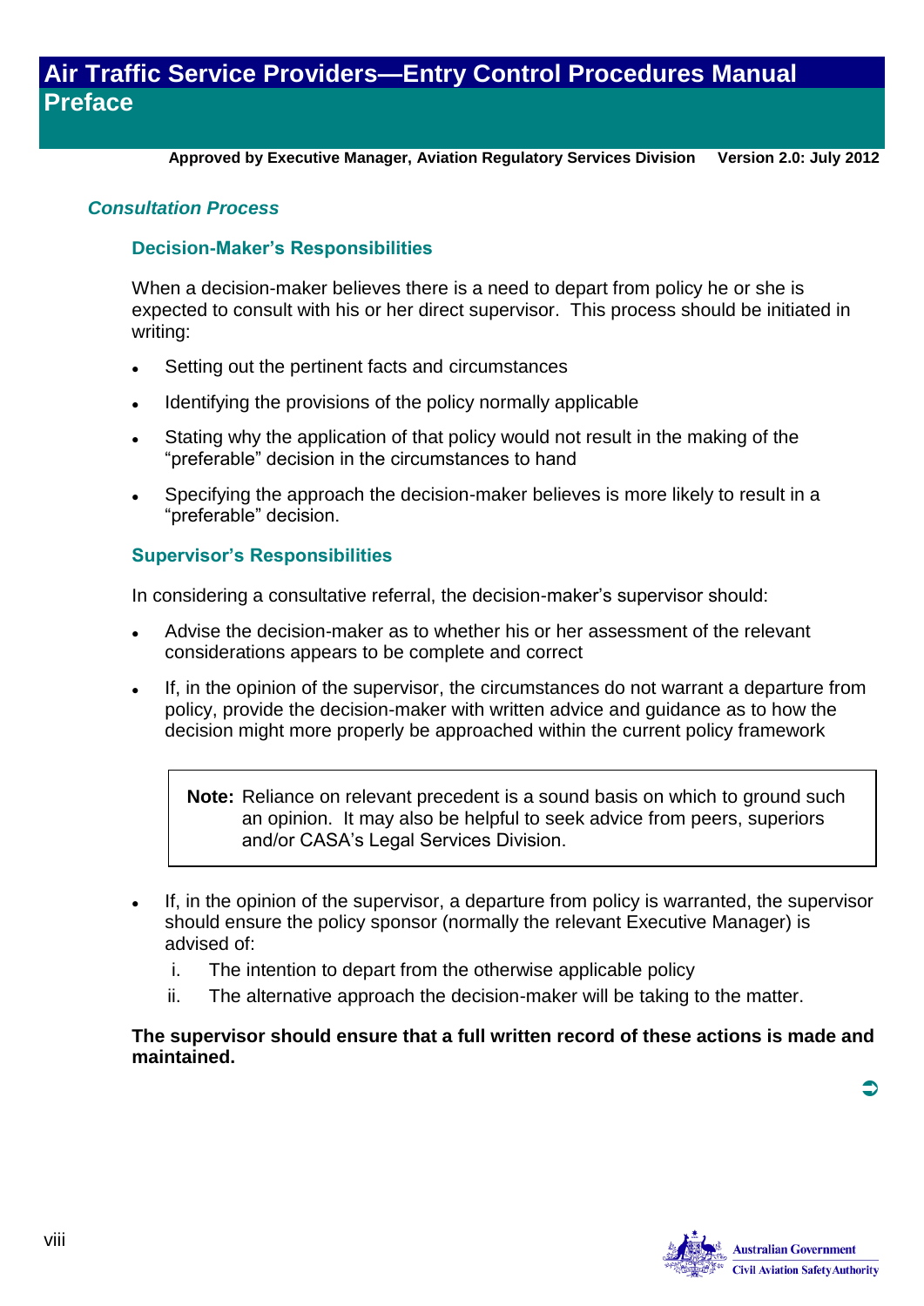### *Consultation Process*

#### Decision-Maker's Responsibilities

When a decision-maker believes there is a need to depart from policy he or she is expected to consult with his or her direct supervisor. This process should be initiated in writing:

- Setting out the pertinent facts and circumstances
- Identifying the provisions of the policy normally applicable
- Stating why the application of that policy would not result in the making of the "preferable" decision in the circumstances to hand
- Specifying the approach the decision-maker believes is more likely to result in a "preferable" decision.

#### Supervisor's Responsibilities

In considering a consultative referral, the decision-maker's supervisor should:

- Advise the decision-maker as to whether his or her assessment of the relevant considerations appears to be complete and correct
- If, in the opinion of the supervisor, the circumstances do not warrant a departure from policy, provide the decision-maker with written advice and guidance as to how the decision might more properly be approached within the current policy framework

> **Note:** Reliance on relevant precedent is a sound basis on which to ground such an opinion. It may also be helpful to seek advice from peers, superiors and/or CASA's Legal Services Division.

- If, in the opinion of the supervisor, a departure from policy is warranted, the supervisor should ensure the policy sponsor (normally the relevant Executive Manager) is advised of:
  i. The intention to depart from the otherwise applicable policy
  ii. The alternative approach the decision-maker will be taking to the matter.

**The supervisor should ensure that a full written record of these actions is made and maintained.**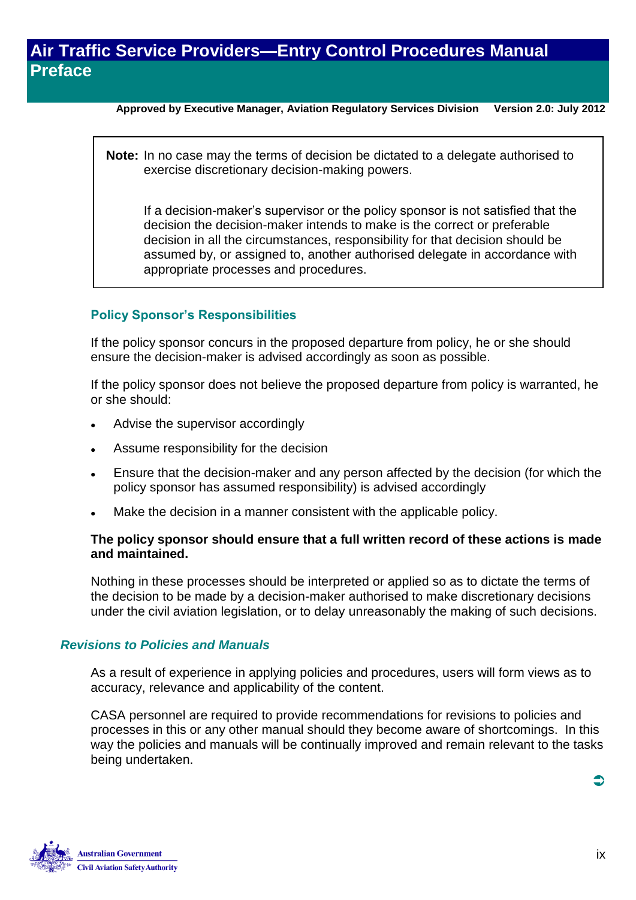> **Note:** In no case may the terms of decision be dictated to a delegate authorised to exercise discretionary decision-making powers.
>
> If a decision-maker's supervisor or the policy sponsor is not satisfied that the decision the decision-maker intends to make is the correct or preferable decision in all the circumstances, responsibility for that decision should be assumed by, or assigned to, another authorised delegate in accordance with appropriate processes and procedures.

### Policy Sponsor's Responsibilities

If the policy sponsor concurs in the proposed departure from policy, he or she should ensure the decision-maker is advised accordingly as soon as possible.

If the policy sponsor does not believe the proposed departure from policy is warranted, he or she should:

- Advise the supervisor accordingly
- Assume responsibility for the decision
- Ensure that the decision-maker and any person affected by the decision (for which the policy sponsor has assumed responsibility) is advised accordingly
- Make the decision in a manner consistent with the applicable policy.

**The policy sponsor should ensure that a full written record of these actions is made and maintained.**

Nothing in these processes should be interpreted or applied so as to dictate the terms of the decision to be made by a decision-maker authorised to make discretionary decisions under the civil aviation legislation, or to delay unreasonably the making of such decisions.

## *Revisions to Policies and Manuals*

As a result of experience in applying policies and procedures, users will form views as to accuracy, relevance and applicability of the content.

CASA personnel are required to provide recommendations for revisions to policies and processes in this or any other manual should they become aware of shortcomings. In this way the policies and manuals will be continually improved and remain relevant to the tasks being undertaken.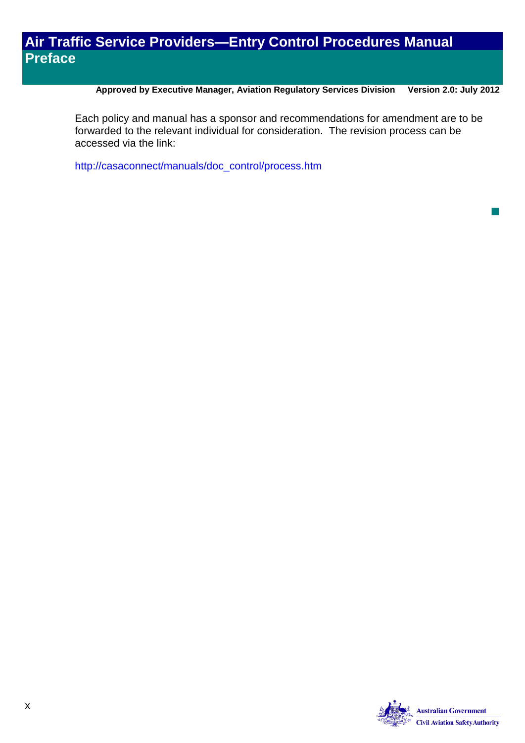Each policy and manual has a sponsor and recommendations for amendment are to be forwarded to the relevant individual for consideration. The revision process can be accessed via the link:

http://casaconnect/manuals/doc_control/process.htm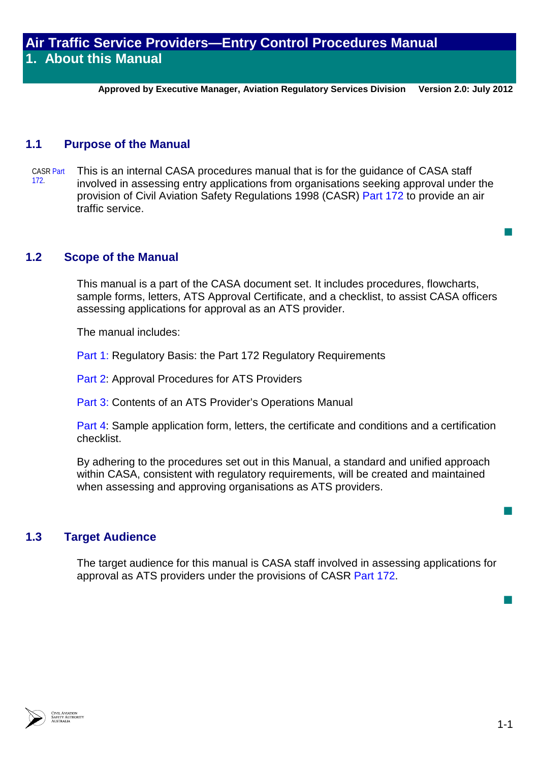# Air Traffic Service Providers—Entry Control Procedures Manual

## 1. About this Manual

**Approved by Executive Manager, Aviation Regulatory Services Division** **Version 2.0: July 2012**

### 1.1 Purpose of the Manual

CASR Part 172.

This is an internal CASA procedures manual that is for the guidance of CASA staff involved in assessing entry applications from organisations seeking approval under the provision of Civil Aviation Safety Regulations 1998 (CASR) Part 172 to provide an air traffic service.

### 1.2 Scope of the Manual

This manual is a part of the CASA document set. It includes procedures, flowcharts, sample forms, letters, ATS Approval Certificate, and a checklist, to assist CASA officers assessing applications for approval as an ATS provider.

The manual includes:

Part 1: Regulatory Basis: the Part 172 Regulatory Requirements

Part 2: Approval Procedures for ATS Providers

Part 3: Contents of an ATS Provider's Operations Manual

Part 4: Sample application form, letters, the certificate and conditions and a certification checklist.

By adhering to the procedures set out in this Manual, a standard and unified approach within CASA, consistent with regulatory requirements, will be created and maintained when assessing and approving organisations as ATS providers.

### 1.3 Target Audience

The target audience for this manual is CASA staff involved in assessing applications for approval as ATS providers under the provisions of CASR Part 172.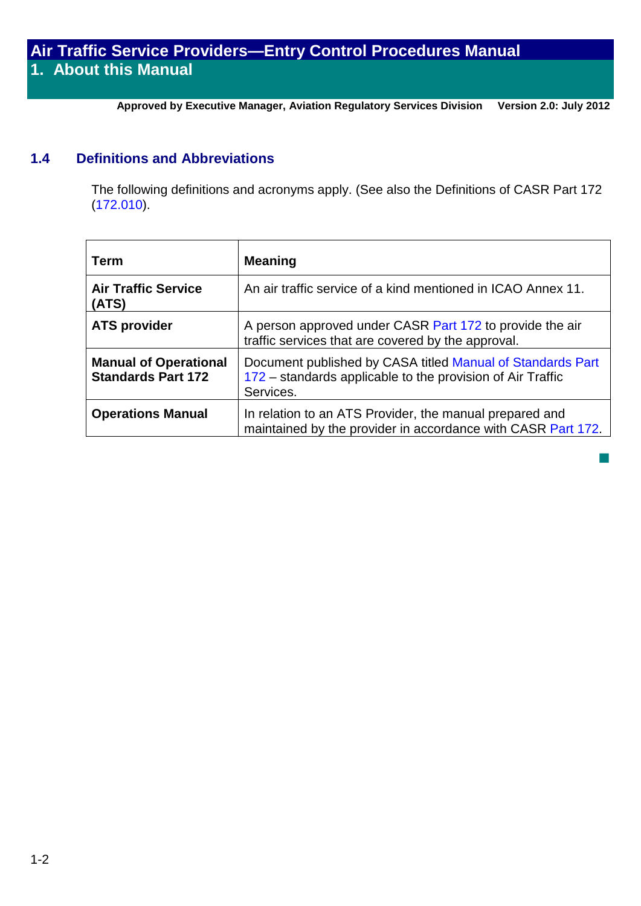## 1.4 Definitions and Abbreviations

The following definitions and acronyms apply. (See also the Definitions of CASR Part 172 (172.010).

| Term | Meaning |
|---|---|
| **Air Traffic Service (ATS)** | An air traffic service of a kind mentioned in ICAO Annex 11. |
| **ATS provider** | A person approved under CASR Part 172 to provide the air traffic services that are covered by the approval. |
| **Manual of Operational Standards Part 172** | Document published by CASA titled Manual of Standards Part 172 – standards applicable to the provision of Air Traffic Services. |
| **Operations Manual** | In relation to an ATS Provider, the manual prepared and maintained by the provider in accordance with CASR Part 172. |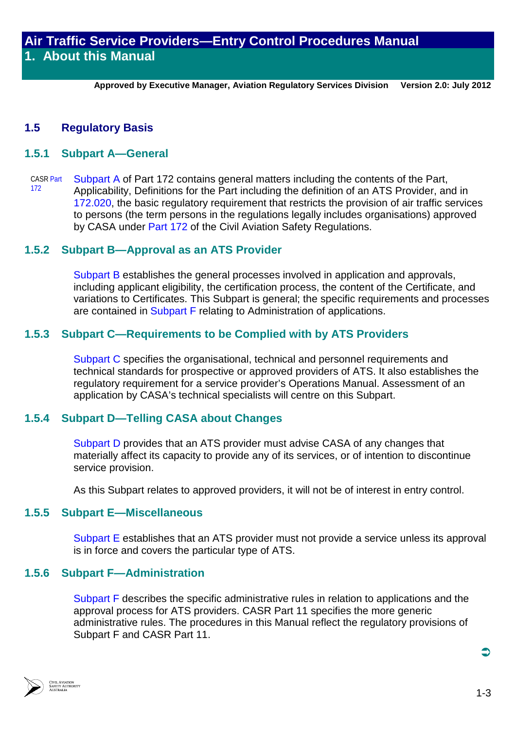## 1.5 Regulatory Basis

### 1.5.1 Subpart A—General

CASR Part 172

Subpart A of Part 172 contains general matters including the contents of the Part, Applicability, Definitions for the Part including the definition of an ATS Provider, and in 172.020, the basic regulatory requirement that restricts the provision of air traffic services to persons (the term persons in the regulations legally includes organisations) approved by CASA under Part 172 of the Civil Aviation Safety Regulations.

### 1.5.2 Subpart B—Approval as an ATS Provider

Subpart B establishes the general processes involved in application and approvals, including applicant eligibility, the certification process, the content of the Certificate, and variations to Certificates. This Subpart is general; the specific requirements and processes are contained in Subpart F relating to Administration of applications.

### 1.5.3 Subpart C—Requirements to be Complied with by ATS Providers

Subpart C specifies the organisational, technical and personnel requirements and technical standards for prospective or approved providers of ATS. It also establishes the regulatory requirement for a service provider's Operations Manual. Assessment of an application by CASA's technical specialists will centre on this Subpart.

### 1.5.4 Subpart D—Telling CASA about Changes

Subpart D provides that an ATS provider must advise CASA of any changes that materially affect its capacity to provide any of its services, or of intention to discontinue service provision.

As this Subpart relates to approved providers, it will not be of interest in entry control.

### 1.5.5 Subpart E—Miscellaneous

Subpart E establishes that an ATS provider must not provide a service unless its approval is in force and covers the particular type of ATS.

### 1.5.6 Subpart F—Administration

Subpart F describes the specific administrative rules in relation to applications and the approval process for ATS providers. CASR Part 11 specifies the more generic administrative rules. The procedures in this Manual reflect the regulatory provisions of Subpart F and CASR Part 11.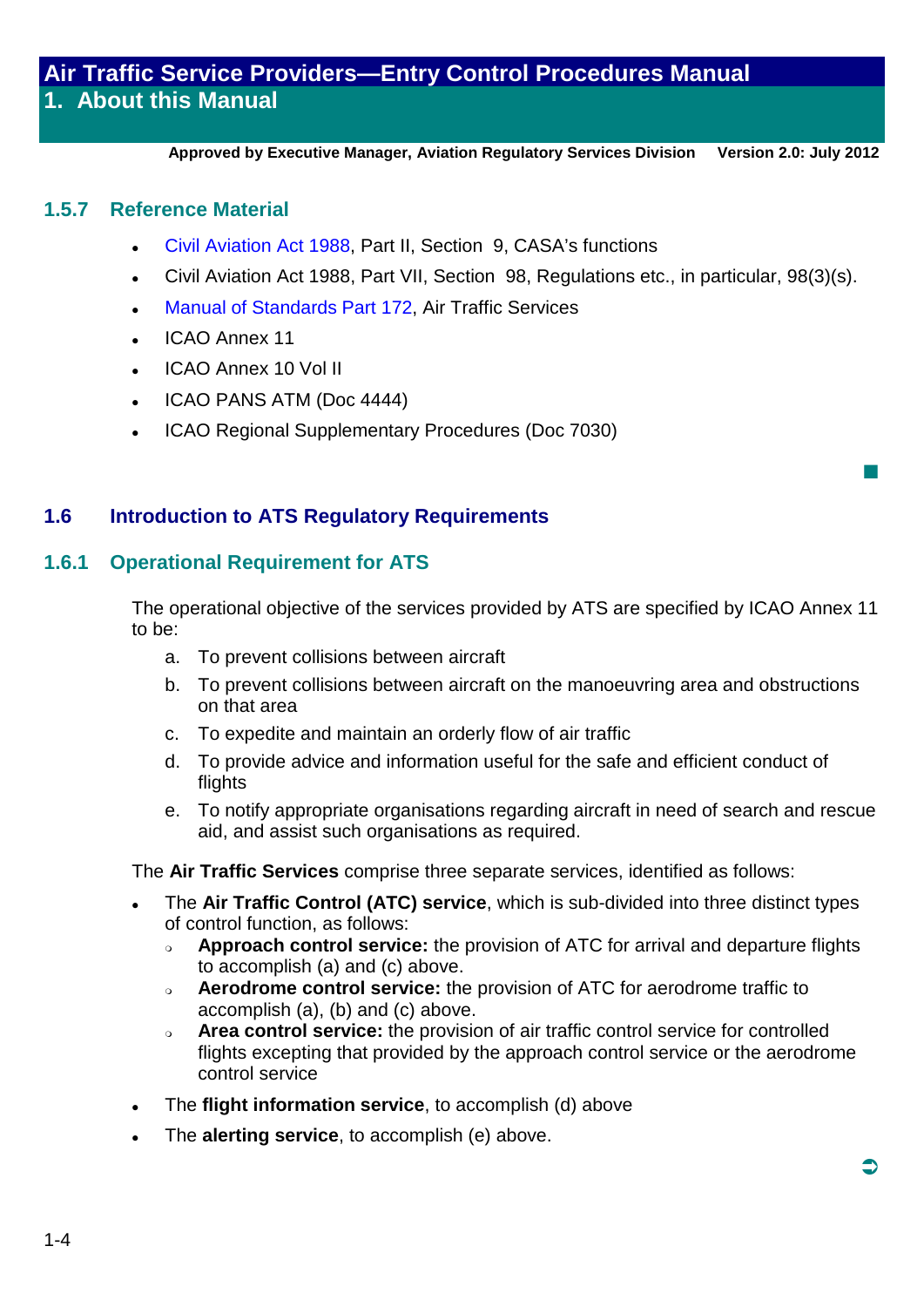### 1.5.7 Reference Material

- Civil Aviation Act 1988, Part II, Section 9, CASA's functions
- Civil Aviation Act 1988, Part VII, Section 98, Regulations etc., in particular, 98(3)(s).
- Manual of Standards Part 172, Air Traffic Services
- ICAO Annex 11
- ICAO Annex 10 Vol II
- ICAO PANS ATM (Doc 4444)
- ICAO Regional Supplementary Procedures (Doc 7030)

## 1.6 Introduction to ATS Regulatory Requirements

### 1.6.1 Operational Requirement for ATS

The operational objective of the services provided by ATS are specified by ICAO Annex 11 to be:

a. To prevent collisions between aircraft

b. To prevent collisions between aircraft on the manoeuvring area and obstructions on that area

c. To expedite and maintain an orderly flow of air traffic

d. To provide advice and information useful for the safe and efficient conduct of flights

e. To notify appropriate organisations regarding aircraft in need of search and rescue aid, and assist such organisations as required.

The **Air Traffic Services** comprise three separate services, identified as follows:

- The **Air Traffic Control (ATC) service**, which is sub-divided into three distinct types of control function, as follows:
  - **Approach control service:** the provision of ATC for arrival and departure flights to accomplish (a) and (c) above.
  - **Aerodrome control service:** the provision of ATC for aerodrome traffic to accomplish (a), (b) and (c) above.
  - **Area control service:** the provision of air traffic control service for controlled flights excepting that provided by the approach control service or the aerodrome control service
- The **flight information service**, to accomplish (d) above
- The **alerting service**, to accomplish (e) above.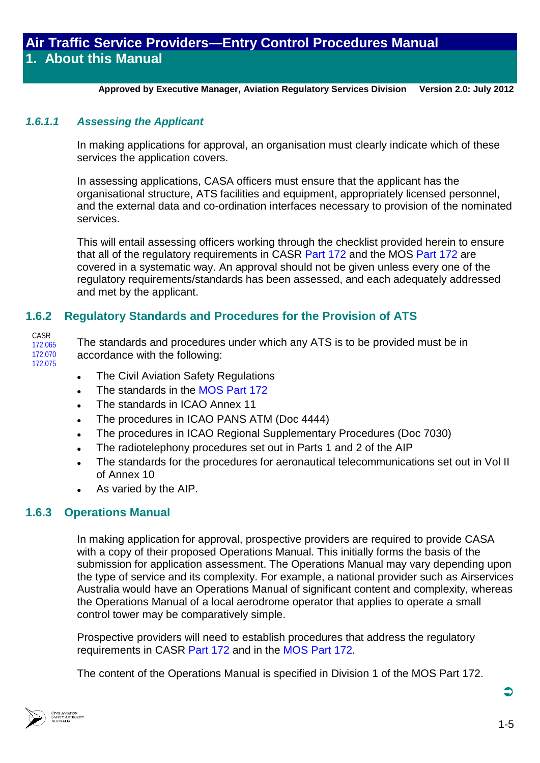#### 1.6.1.1 Assessing the Applicant

In making applications for approval, an organisation must clearly indicate which of these services the application covers.

In assessing applications, CASA officers must ensure that the applicant has the organisational structure, ATS facilities and equipment, appropriately licensed personnel, and the external data and co-ordination interfaces necessary to provision of the nominated services.

This will entail assessing officers working through the checklist provided herein to ensure that all of the regulatory requirements in CASR Part 172 and the MOS Part 172 are covered in a systematic way. An approval should not be given unless every one of the regulatory requirements/standards has been assessed, and each adequately addressed and met by the applicant.

### 1.6.2 Regulatory Standards and Procedures for the Provision of ATS

CASR 172.065 172.070 172.075

The standards and procedures under which any ATS is to be provided must be in accordance with the following:

- The Civil Aviation Safety Regulations
- The standards in the MOS Part 172
- The standards in ICAO Annex 11
- The procedures in ICAO PANS ATM (Doc 4444)
- The procedures in ICAO Regional Supplementary Procedures (Doc 7030)
- The radiotelephony procedures set out in Parts 1 and 2 of the AIP
- The standards for the procedures for aeronautical telecommunications set out in Vol II of Annex 10
- As varied by the AIP.

### 1.6.3 Operations Manual

In making application for approval, prospective providers are required to provide CASA with a copy of their proposed Operations Manual. This initially forms the basis of the submission for application assessment. The Operations Manual may vary depending upon the type of service and its complexity. For example, a national provider such as Airservices Australia would have an Operations Manual of significant content and complexity, whereas the Operations Manual of a local aerodrome operator that applies to operate a small control tower may be comparatively simple.

Prospective providers will need to establish procedures that address the regulatory requirements in CASR Part 172 and in the MOS Part 172.

The content of the Operations Manual is specified in Division 1 of the MOS Part 172.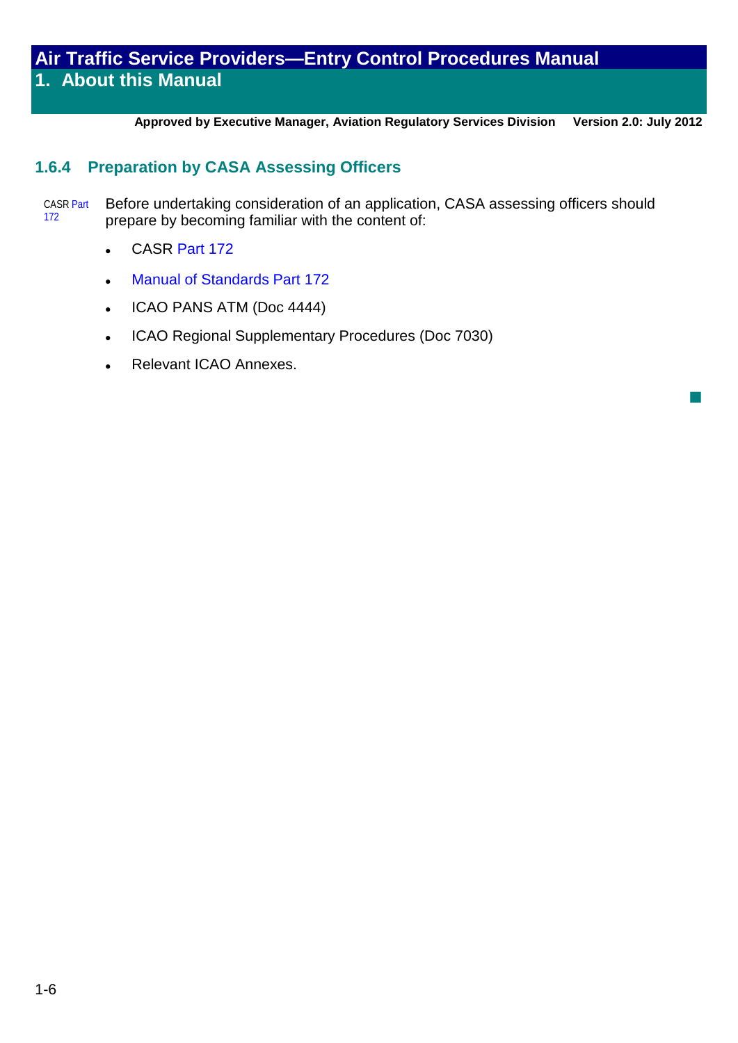### 1.6.4 Preparation by CASA Assessing Officers

CASR Part 172

Before undertaking consideration of an application, CASA assessing officers should prepare by becoming familiar with the content of:

- CASR Part 172
- Manual of Standards Part 172
- ICAO PANS ATM (Doc 4444)
- ICAO Regional Supplementary Procedures (Doc 7030)
- Relevant ICAO Annexes.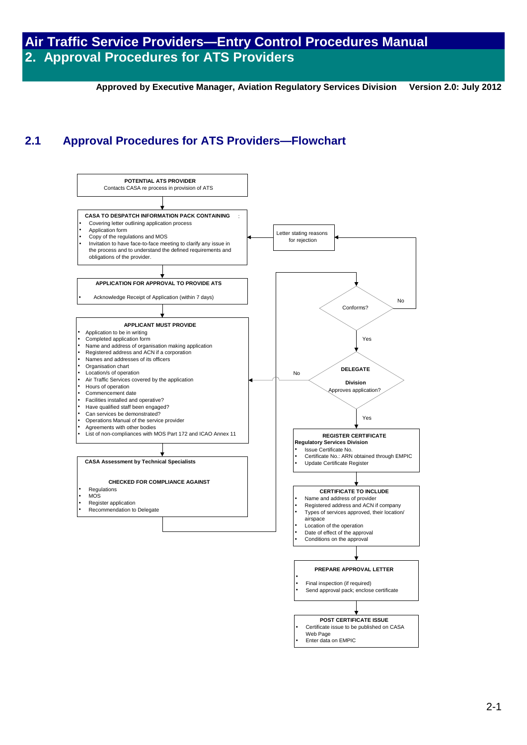# Air Traffic Service Providers—Entry Control Procedures Manual

# 2. Approval Procedures for ATS Providers

**Approved by Executive Manager, Aviation Regulatory Services Division Version 2.0: July 2012**

## 2.1 Approval Procedures for ATS Providers—Flowchart

**POTENTIAL ATS PROVIDER**
Contacts CASA re process in provision of ATS

↓

**CASA TO DESPATCH INFORMATION PACK CONTAINING** :
- Covering letter outlining application process
- Application form
- Copy of the regulations and MOS
- Invitation to have face-to-face meeting to clarify any issue in the process and to understand the defined requirements and obligations of the provider.

↓

**APPLICATION FOR APPROVAL TO PROVIDE ATS**
- Acknowledge Receipt of Application (within 7 days)

↓

**APPLICANT MUST PROVIDE**
- Application to be in writing
- Completed application form
- Name and address of organisation making application
- Registered address and ACN if a corporation
- Names and addresses of its officers
- Organisation chart
- Location/s of operation
- Air Traffic Services covered by the application
- Hours of operation
- Commencement date
- Facilities installed and operative?
- Have qualified staff been engaged?
- Can services be demonstrated?
- Operations Manual of the service provider
- Agreements with other bodies
- List of non-compliances with MOS Part 172 and ICAO Annex 11

↓

**CASA Assessment by Technical Specialists**

**CHECKED FOR COMPLIANCE AGAINST**
- Regulations
- MOS
- Register application
- Recommendation to Delegate

↓

**Conforms?**
- No → **Letter stating reasons for rejection** → back to CASA TO DESPATCH INFORMATION PACK
- Yes ↓

**DELEGATE Division Approves application?**
- No → back to APPLICANT MUST PROVIDE
- Yes ↓

**REGISTER CERTIFICATE**
**Regulatory Services Division**
- Issue Certificate No.
- Certificate No.: ARN obtained through EMPIC
- Update Certificate Register

↓

**CERTIFICATE TO INCLUDE**
- Name and address of provider
- Registered address and ACN if company
- Types of services approved, their location/ airspace
- Location of the operation
- Date of effect of the approval
- Conditions on the approval

↓

**PREPARE APPROVAL LETTER**
-
- Final inspection (if required)
- Send approval pack; enclose certificate

↓

**POST CERTIFICATE ISSUE**
- Certificate issue to be published on CASA Web Page
- Enter data on EMPIC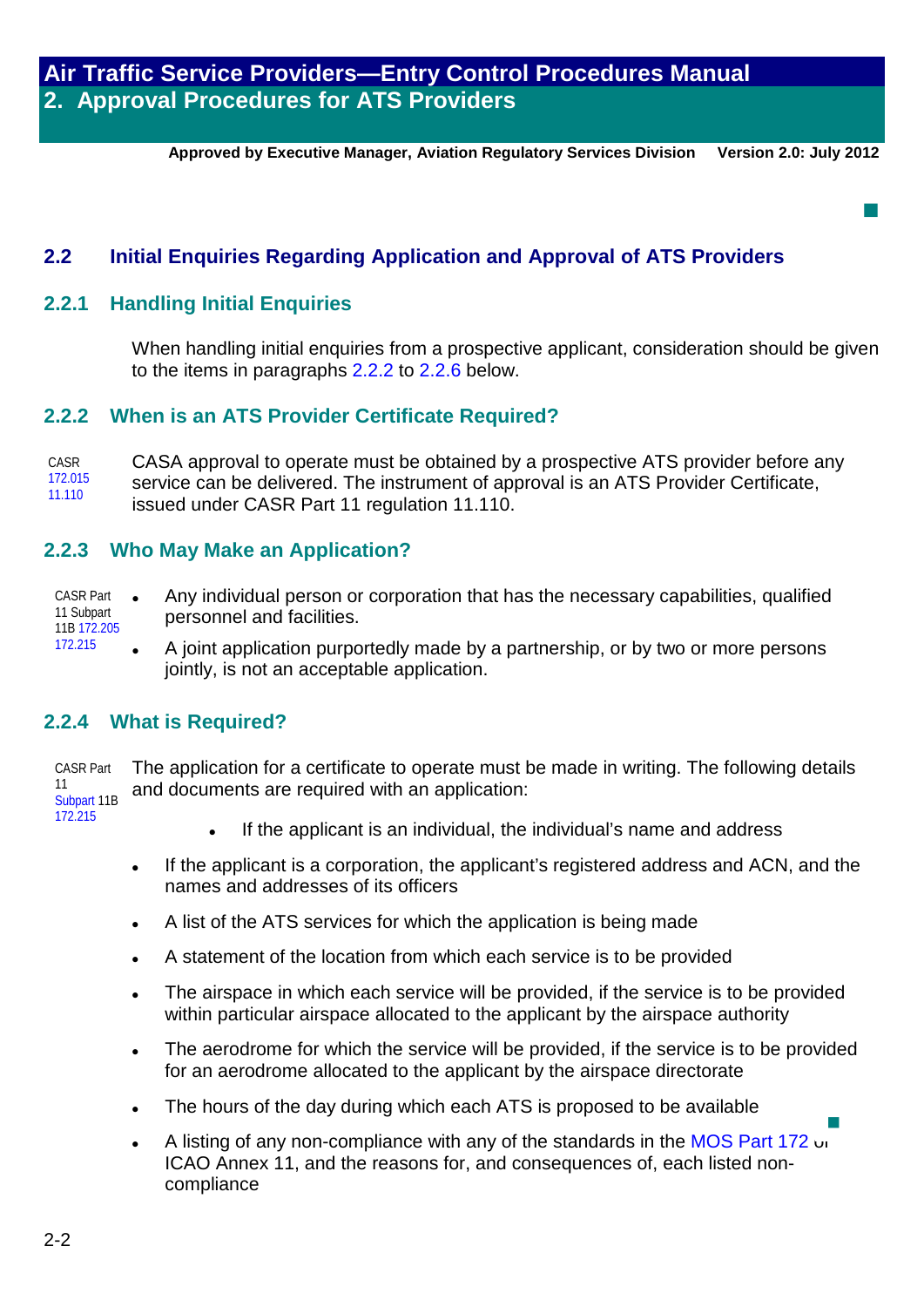## 2.2 Initial Enquiries Regarding Application and Approval of ATS Providers

### 2.2.1 Handling Initial Enquiries

When handling initial enquiries from a prospective applicant, consideration should be given to the items in paragraphs 2.2.2 to 2.2.6 below.

### 2.2.2 When is an ATS Provider Certificate Required?

CASR 172.015 11.110

CASA approval to operate must be obtained by a prospective ATS provider before any service can be delivered. The instrument of approval is an ATS Provider Certificate, issued under CASR Part 11 regulation 11.110.

### 2.2.3 Who May Make an Application?

CASR Part 11 Subpart 11B 172.205 172.215

- Any individual person or corporation that has the necessary capabilities, qualified personnel and facilities.
- A joint application purportedly made by a partnership, or by two or more persons jointly, is not an acceptable application.

### 2.2.4 What is Required?

CASR Part 11 Subpart 11B 172.215

The application for a certificate to operate must be made in writing. The following details and documents are required with an application:

- If the applicant is an individual, the individual's name and address
- If the applicant is a corporation, the applicant's registered address and ACN, and the names and addresses of its officers
- A list of the ATS services for which the application is being made
- A statement of the location from which each service is to be provided
- The airspace in which each service will be provided, if the service is to be provided within particular airspace allocated to the applicant by the airspace authority
- The aerodrome for which the service will be provided, if the service is to be provided for an aerodrome allocated to the applicant by the airspace directorate
- The hours of the day during which each ATS is proposed to be available
- A listing of any non-compliance with any of the standards in the MOS Part 172 or ICAO Annex 11, and the reasons for, and consequences of, each listed non-compliance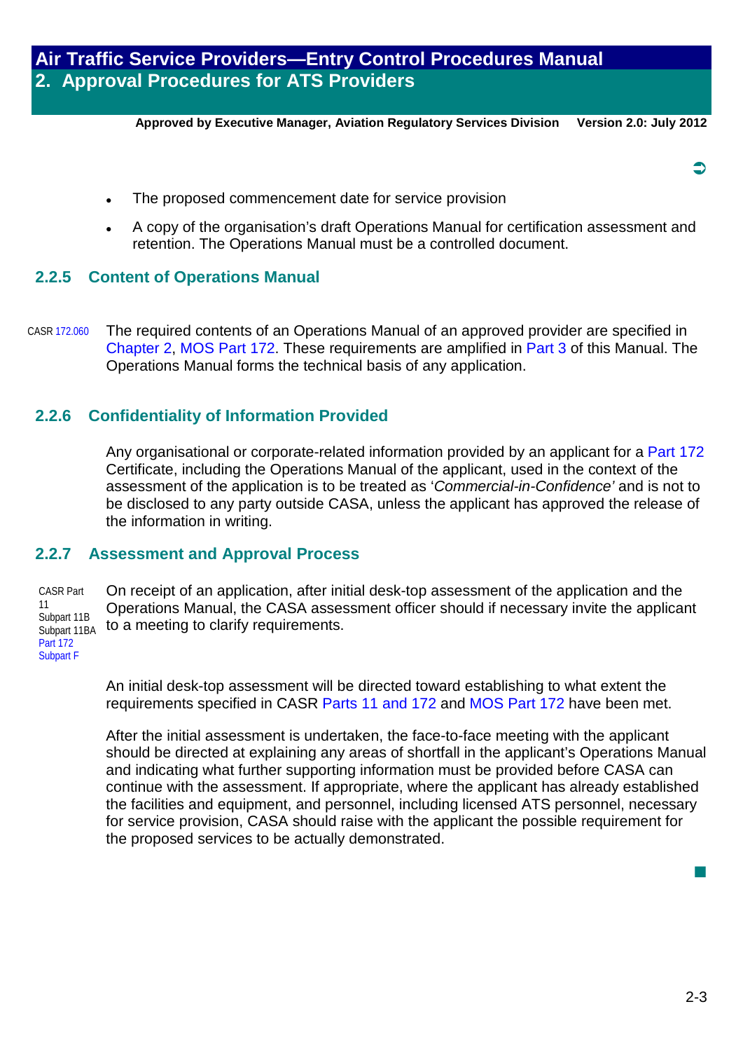- The proposed commencement date for service provision
- A copy of the organisation's draft Operations Manual for certification assessment and retention. The Operations Manual must be a controlled document.

### 2.2.5 Content of Operations Manual

CASR 172.060

The required contents of an Operations Manual of an approved provider are specified in Chapter 2, MOS Part 172. These requirements are amplified in Part 3 of this Manual. The Operations Manual forms the technical basis of any application.

### 2.2.6 Confidentiality of Information Provided

Any organisational or corporate-related information provided by an applicant for a Part 172 Certificate, including the Operations Manual of the applicant, used in the context of the assessment of the application is to be treated as '*Commercial-in-Confidence'* and is not to be disclosed to any party outside CASA, unless the applicant has approved the release of the information in writing.

### 2.2.7 Assessment and Approval Process

CASR Part 11 Subpart 11B Subpart 11BA Part 172 Subpart F

On receipt of an application, after initial desk-top assessment of the application and the Operations Manual, the CASA assessment officer should if necessary invite the applicant to a meeting to clarify requirements.

An initial desk-top assessment will be directed toward establishing to what extent the requirements specified in CASR Parts 11 and 172 and MOS Part 172 have been met.

After the initial assessment is undertaken, the face-to-face meeting with the applicant should be directed at explaining any areas of shortfall in the applicant's Operations Manual and indicating what further supporting information must be provided before CASA can continue with the assessment. If appropriate, where the applicant has already established the facilities and equipment, and personnel, including licensed ATS personnel, necessary for service provision, CASA should raise with the applicant the possible requirement for the proposed services to be actually demonstrated.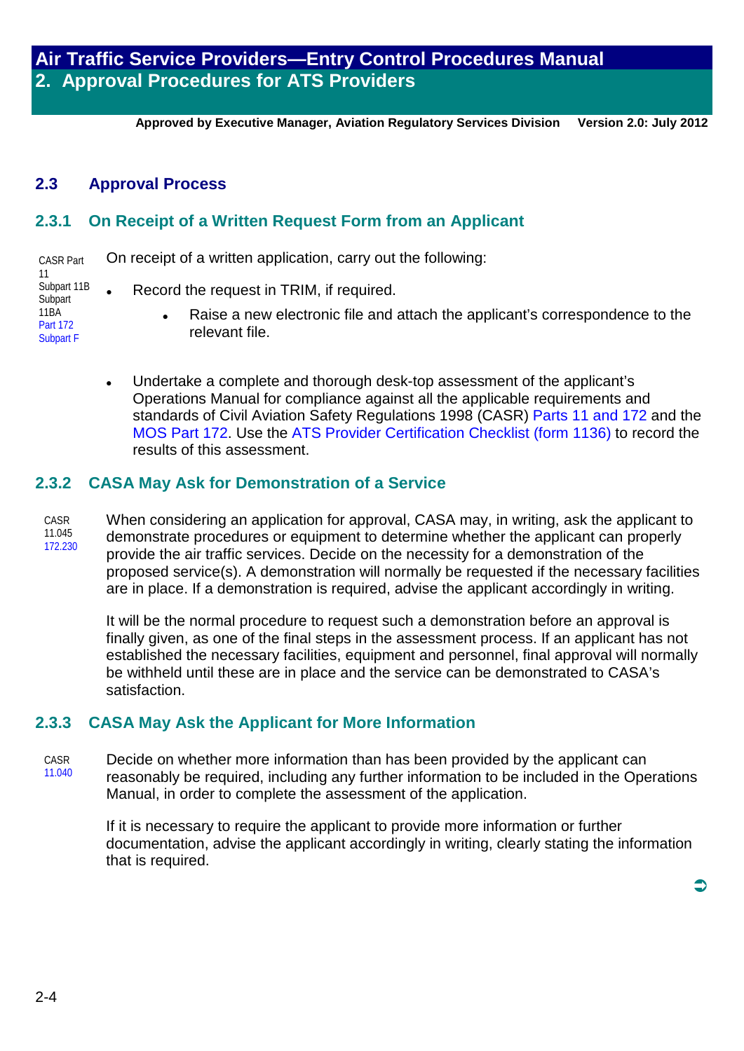## 2.3 Approval Process

### 2.3.1 On Receipt of a Written Request Form from an Applicant

CASR Part 11 Subpart 11B Subpart 11BA Part 172 Subpart F

On receipt of a written application, carry out the following:

- Record the request in TRIM, if required.
    - Raise a new electronic file and attach the applicant's correspondence to the relevant file.
- Undertake a complete and thorough desk-top assessment of the applicant's Operations Manual for compliance against all the applicable requirements and standards of Civil Aviation Safety Regulations 1998 (CASR) Parts 11 and 172 and the MOS Part 172. Use the ATS Provider Certification Checklist (form 1136) to record the results of this assessment.

### 2.3.2 CASA May Ask for Demonstration of a Service

CASR 11.045 172.230

When considering an application for approval, CASA may, in writing, ask the applicant to demonstrate procedures or equipment to determine whether the applicant can properly provide the air traffic services. Decide on the necessity for a demonstration of the proposed service(s). A demonstration will normally be requested if the necessary facilities are in place. If a demonstration is required, advise the applicant accordingly in writing.

It will be the normal procedure to request such a demonstration before an approval is finally given, as one of the final steps in the assessment process. If an applicant has not established the necessary facilities, equipment and personnel, final approval will normally be withheld until these are in place and the service can be demonstrated to CASA's satisfaction.

### 2.3.3 CASA May Ask the Applicant for More Information

CASR 11.040

Decide on whether more information than has been provided by the applicant can reasonably be required, including any further information to be included in the Operations Manual, in order to complete the assessment of the application.

If it is necessary to require the applicant to provide more information or further documentation, advise the applicant accordingly in writing, clearly stating the information that is required.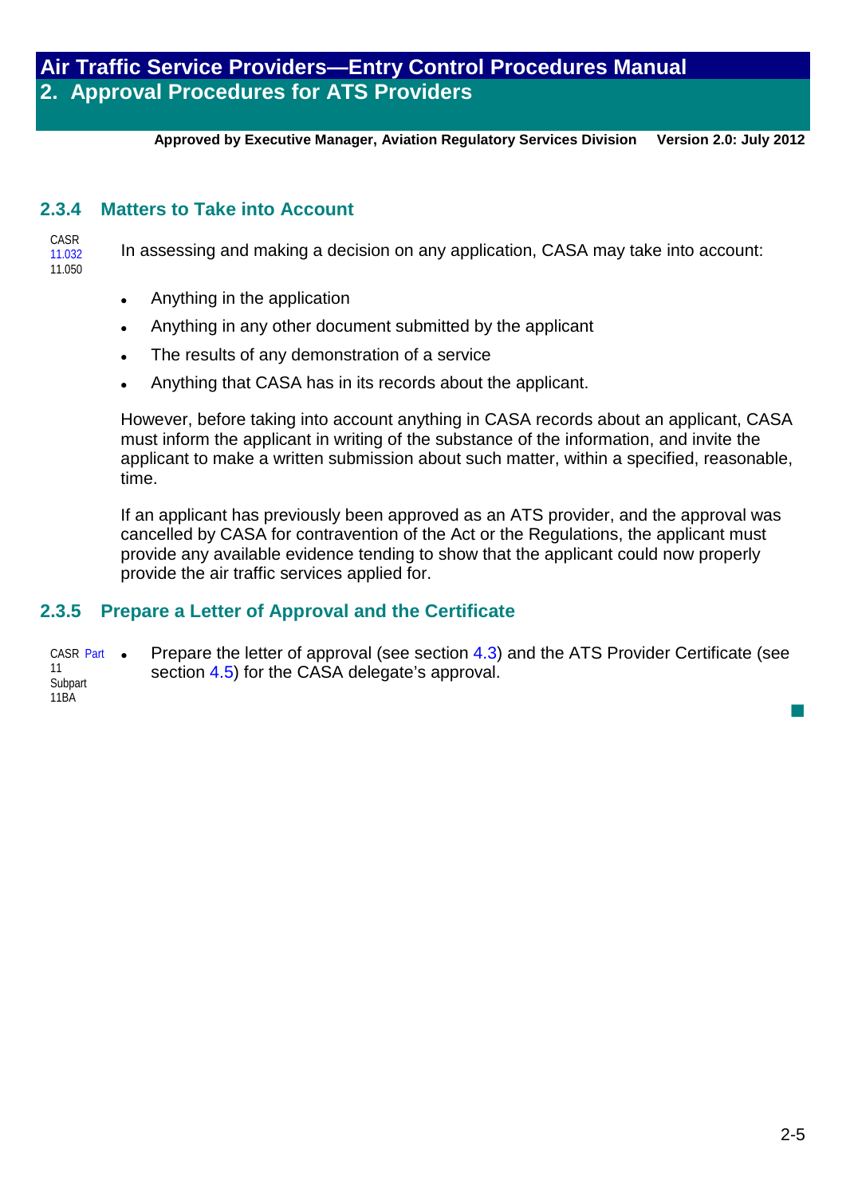### 2.3.4 Matters to Take into Account

CASR 11.032 11.050

In assessing and making a decision on any application, CASA may take into account:

- Anything in the application
- Anything in any other document submitted by the applicant
- The results of any demonstration of a service
- Anything that CASA has in its records about the applicant.

However, before taking into account anything in CASA records about an applicant, CASA must inform the applicant in writing of the substance of the information, and invite the applicant to make a written submission about such matter, within a specified, reasonable, time.

If an applicant has previously been approved as an ATS provider, and the approval was cancelled by CASA for contravention of the Act or the Regulations, the applicant must provide any available evidence tending to show that the applicant could now properly provide the air traffic services applied for.

### 2.3.5 Prepare a Letter of Approval and the Certificate

CASR Part 11 Subpart 11BA

- Prepare the letter of approval (see section 4.3) and the ATS Provider Certificate (see section 4.5) for the CASA delegate's approval.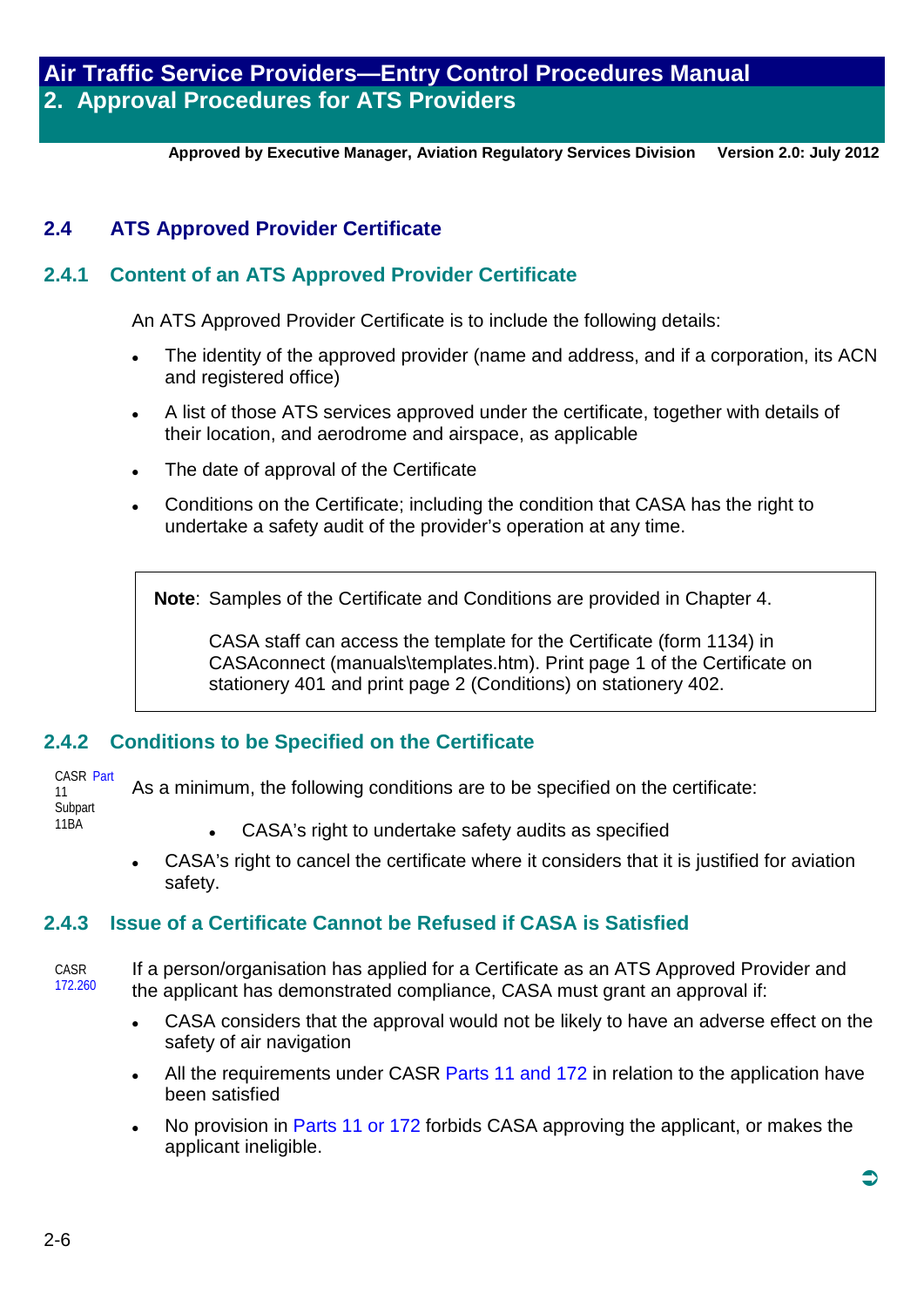## 2.4 ATS Approved Provider Certificate

### 2.4.1 Content of an ATS Approved Provider Certificate

An ATS Approved Provider Certificate is to include the following details:

- The identity of the approved provider (name and address, and if a corporation, its ACN and registered office)
- A list of those ATS services approved under the certificate, together with details of their location, and aerodrome and airspace, as applicable
- The date of approval of the Certificate
- Conditions on the Certificate; including the condition that CASA has the right to undertake a safety audit of the provider's operation at any time.

> **Note**: Samples of the Certificate and Conditions are provided in Chapter 4.
>
> CASA staff can access the template for the Certificate (form 1134) in CASAconnect (manuals\templates.htm). Print page 1 of the Certificate on stationery 401 and print page 2 (Conditions) on stationery 402.

### 2.4.2 Conditions to be Specified on the Certificate

CASR Part 11 Subpart 11BA

As a minimum, the following conditions are to be specified on the certificate:

- CASA's right to undertake safety audits as specified
- CASA's right to cancel the certificate where it considers that it is justified for aviation safety.

### 2.4.3 Issue of a Certificate Cannot be Refused if CASA is Satisfied

CASR 172.260

If a person/organisation has applied for a Certificate as an ATS Approved Provider and the applicant has demonstrated compliance, CASA must grant an approval if:

- CASA considers that the approval would not be likely to have an adverse effect on the safety of air navigation
- All the requirements under CASR Parts 11 and 172 in relation to the application have been satisfied
- No provision in Parts 11 or 172 forbids CASA approving the applicant, or makes the applicant ineligible.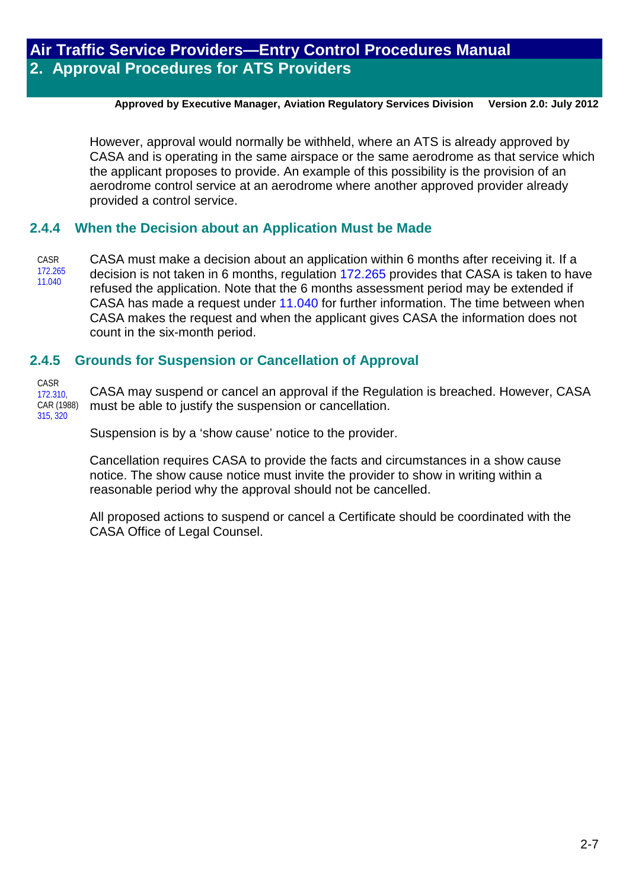However, approval would normally be withheld, where an ATS is already approved by CASA and is operating in the same airspace or the same aerodrome as that service which the applicant proposes to provide. An example of this possibility is the provision of an aerodrome control service at an aerodrome where another approved provider already provided a control service.

### 2.4.4 When the Decision about an Application Must be Made

CASR 172.265 11.040

CASA must make a decision about an application within 6 months after receiving it. If a decision is not taken in 6 months, regulation 172.265 provides that CASA is taken to have refused the application. Note that the 6 months assessment period may be extended if CASA has made a request under 11.040 for further information. The time between when CASA makes the request and when the applicant gives CASA the information does not count in the six-month period.

### 2.4.5 Grounds for Suspension or Cancellation of Approval

CASR 172.310, CAR (1988) 315, 320

CASA may suspend or cancel an approval if the Regulation is breached. However, CASA must be able to justify the suspension or cancellation.

Suspension is by a 'show cause' notice to the provider.

Cancellation requires CASA to provide the facts and circumstances in a show cause notice. The show cause notice must invite the provider to show in writing within a reasonable period why the approval should not be cancelled.

All proposed actions to suspend or cancel a Certificate should be coordinated with the CASA Office of Legal Counsel.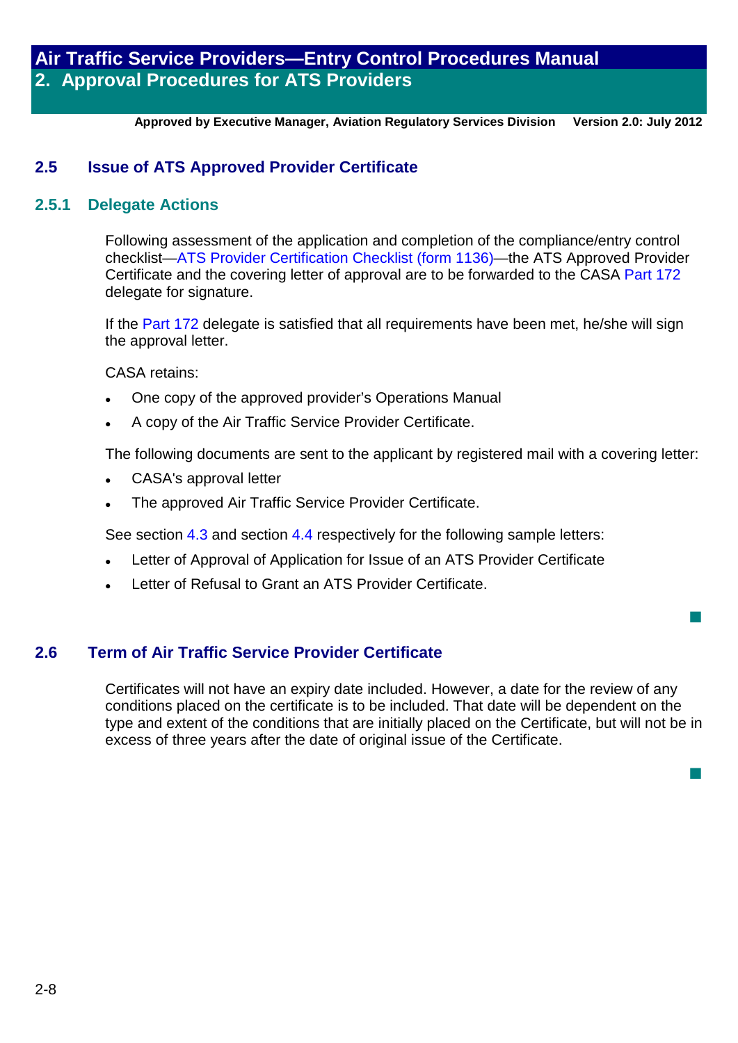## 2.5 Issue of ATS Approved Provider Certificate

### 2.5.1 Delegate Actions

Following assessment of the application and completion of the compliance/entry control checklist—ATS Provider Certification Checklist (form 1136)—the ATS Approved Provider Certificate and the covering letter of approval are to be forwarded to the CASA Part 172 delegate for signature.

If the Part 172 delegate is satisfied that all requirements have been met, he/she will sign the approval letter.

CASA retains:

- One copy of the approved provider's Operations Manual
- A copy of the Air Traffic Service Provider Certificate.

The following documents are sent to the applicant by registered mail with a covering letter:

- CASA's approval letter
- The approved Air Traffic Service Provider Certificate.

See section 4.3 and section 4.4 respectively for the following sample letters:

- Letter of Approval of Application for Issue of an ATS Provider Certificate
- Letter of Refusal to Grant an ATS Provider Certificate.

## 2.6 Term of Air Traffic Service Provider Certificate

Certificates will not have an expiry date included. However, a date for the review of any conditions placed on the certificate is to be included. That date will be dependent on the type and extent of the conditions that are initially placed on the Certificate, but will not be in excess of three years after the date of original issue of the Certificate.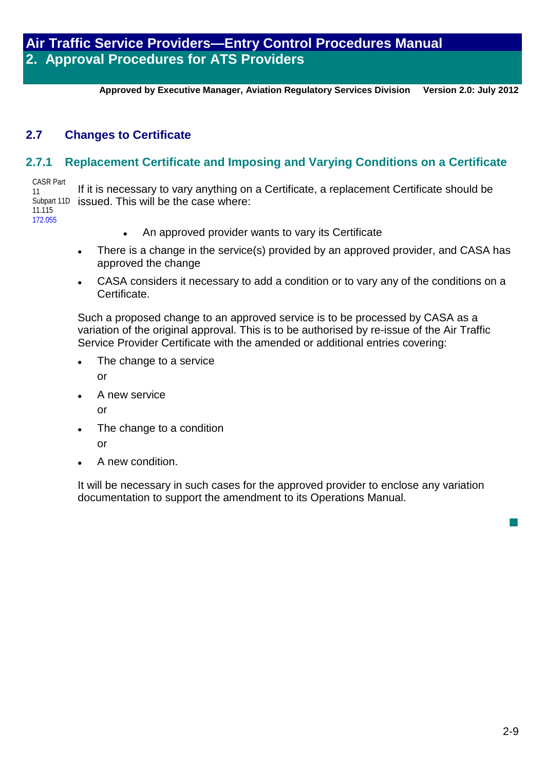## 2.7 Changes to Certificate

### 2.7.1 Replacement Certificate and Imposing and Varying Conditions on a Certificate

CASR Part 11 Subpart 11D 11.115 172.055

If it is necessary to vary anything on a Certificate, a replacement Certificate should be issued. This will be the case where:

- An approved provider wants to vary its Certificate
- There is a change in the service(s) provided by an approved provider, and CASA has approved the change
- CASA considers it necessary to add a condition or to vary any of the conditions on a Certificate.

Such a proposed change to an approved service is to be processed by CASA as a variation of the original approval. This is to be authorised by re-issue of the Air Traffic Service Provider Certificate with the amended or additional entries covering:

- The change to a service

  or
- A new service

  or
- The change to a condition

  or
- A new condition.

It will be necessary in such cases for the approved provider to enclose any variation documentation to support the amendment to its Operations Manual.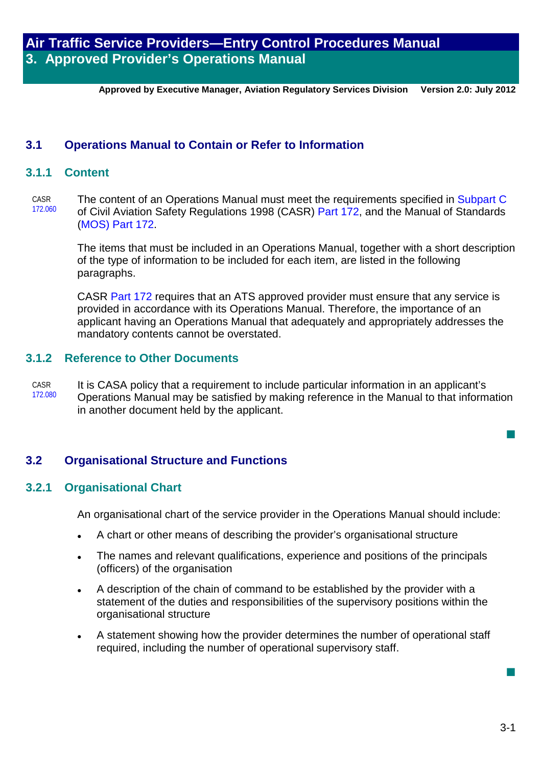## 3.1 Operations Manual to Contain or Refer to Information

### 3.1.1 Content

CASR 172.060

The content of an Operations Manual must meet the requirements specified in Subpart C of Civil Aviation Safety Regulations 1998 (CASR) Part 172, and the Manual of Standards (MOS) Part 172.

The items that must be included in an Operations Manual, together with a short description of the type of information to be included for each item, are listed in the following paragraphs.

CASR Part 172 requires that an ATS approved provider must ensure that any service is provided in accordance with its Operations Manual. Therefore, the importance of an applicant having an Operations Manual that adequately and appropriately addresses the mandatory contents cannot be overstated.

### 3.1.2 Reference to Other Documents

CASR 172.080

It is CASA policy that a requirement to include particular information in an applicant's Operations Manual may be satisfied by making reference in the Manual to that information in another document held by the applicant.

## 3.2 Organisational Structure and Functions

### 3.2.1 Organisational Chart

An organisational chart of the service provider in the Operations Manual should include:

- A chart or other means of describing the provider's organisational structure
- The names and relevant qualifications, experience and positions of the principals (officers) of the organisation
- A description of the chain of command to be established by the provider with a statement of the duties and responsibilities of the supervisory positions within the organisational structure
- A statement showing how the provider determines the number of operational staff required, including the number of operational supervisory staff.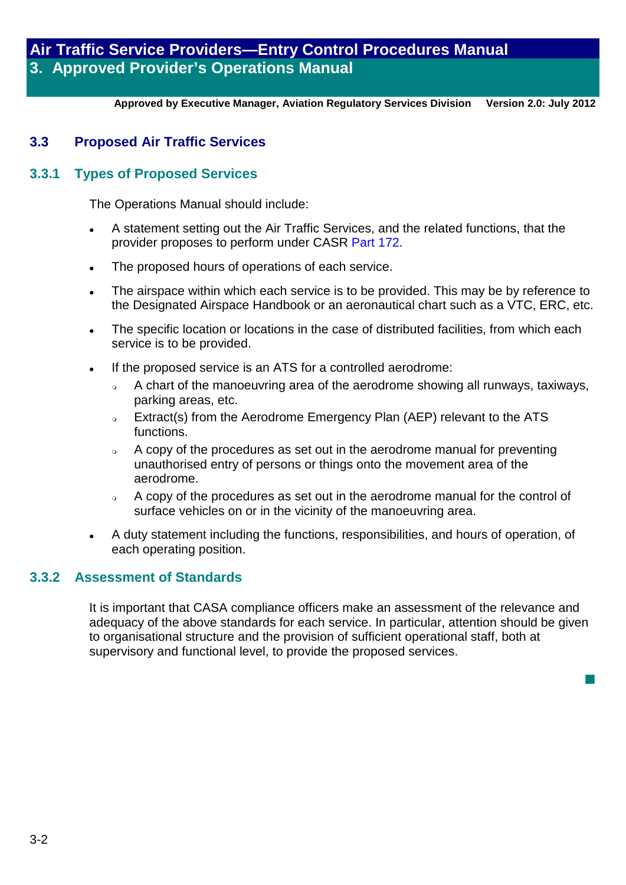## 3.3 Proposed Air Traffic Services

### 3.3.1 Types of Proposed Services

The Operations Manual should include:

- A statement setting out the Air Traffic Services, and the related functions, that the provider proposes to perform under CASR Part 172.
- The proposed hours of operations of each service.
- The airspace within which each service is to be provided. This may be by reference to the Designated Airspace Handbook or an aeronautical chart such as a VTC, ERC, etc.
- The specific location or locations in the case of distributed facilities, from which each service is to be provided.
- If the proposed service is an ATS for a controlled aerodrome:
  - A chart of the manoeuvring area of the aerodrome showing all runways, taxiways, parking areas, etc.
  - Extract(s) from the Aerodrome Emergency Plan (AEP) relevant to the ATS functions.
  - A copy of the procedures as set out in the aerodrome manual for preventing unauthorised entry of persons or things onto the movement area of the aerodrome.
  - A copy of the procedures as set out in the aerodrome manual for the control of surface vehicles on or in the vicinity of the manoeuvring area.
- A duty statement including the functions, responsibilities, and hours of operation, of each operating position.

### 3.3.2 Assessment of Standards

It is important that CASA compliance officers make an assessment of the relevance and adequacy of the above standards for each service. In particular, attention should be given to organisational structure and the provision of sufficient operational staff, both at supervisory and functional level, to provide the proposed services.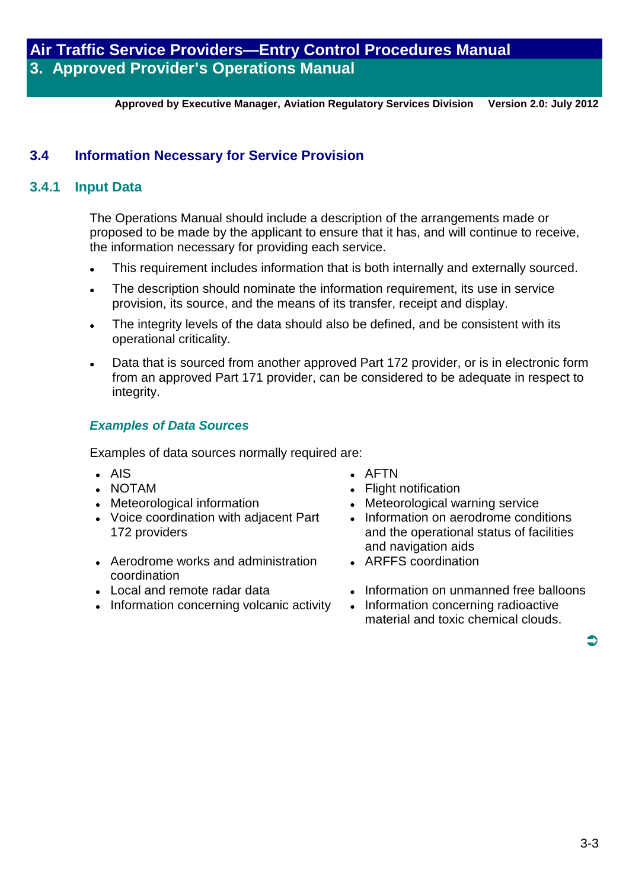## 3.4 Information Necessary for Service Provision

### 3.4.1 Input Data

The Operations Manual should include a description of the arrangements made or proposed to be made by the applicant to ensure that it has, and will continue to receive, the information necessary for providing each service.

- This requirement includes information that is both internally and externally sourced.
- The description should nominate the information requirement, its use in service provision, its source, and the means of its transfer, receipt and display.
- The integrity levels of the data should also be defined, and be consistent with its operational criticality.
- Data that is sourced from another approved Part 172 provider, or is in electronic form from an approved Part 171 provider, can be considered to be adequate in respect to integrity.

***Examples of Data Sources***

Examples of data sources normally required are:

- AIS
- NOTAM
- Meteorological information
- Voice coordination with adjacent Part 172 providers
- Aerodrome works and administration coordination
- Local and remote radar data
- Information concerning volcanic activity
- AFTN
- Flight notification
- Meteorological warning service
- Information on aerodrome conditions and the operational status of facilities and navigation aids
- ARFFS coordination
- Information on unmanned free balloons
- Information concerning radioactive material and toxic chemical clouds.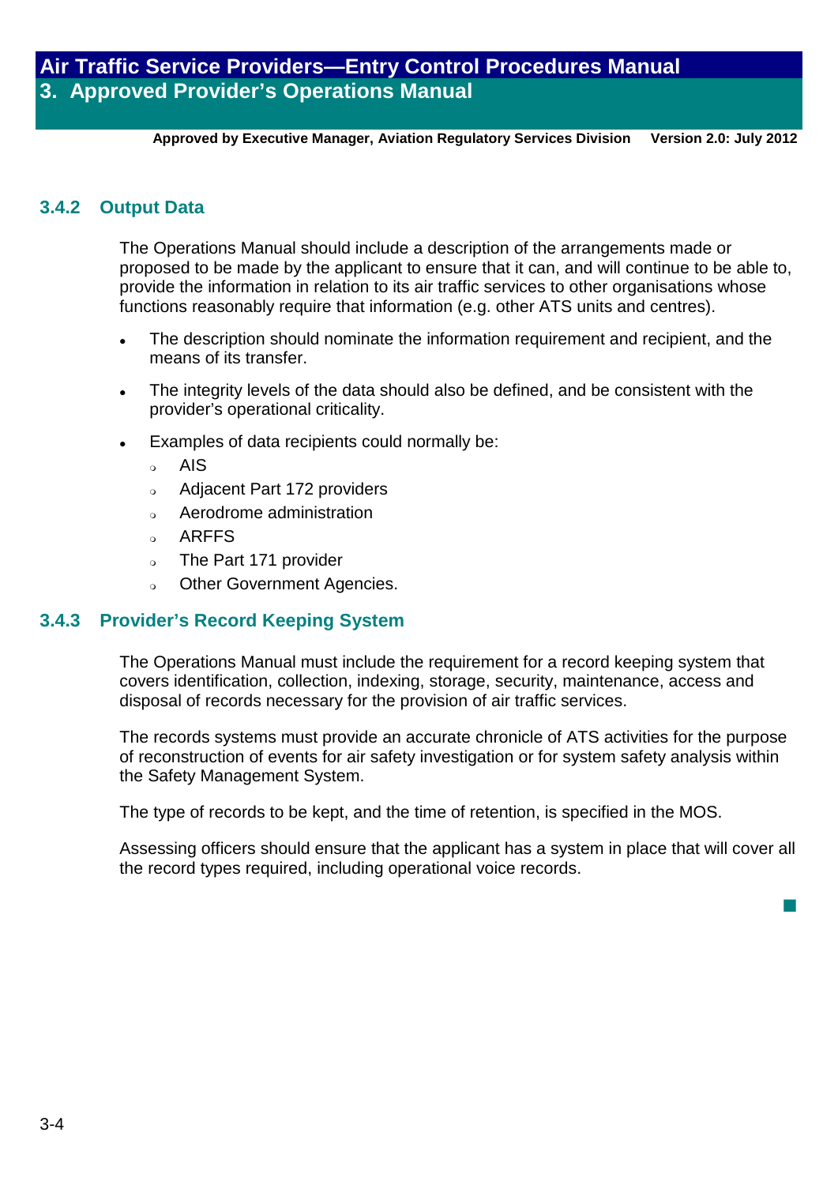### 3.4.2 Output Data

The Operations Manual should include a description of the arrangements made or proposed to be made by the applicant to ensure that it can, and will continue to be able to, provide the information in relation to its air traffic services to other organisations whose functions reasonably require that information (e.g. other ATS units and centres).

- The description should nominate the information requirement and recipient, and the means of its transfer.
- The integrity levels of the data should also be defined, and be consistent with the provider's operational criticality.
- Examples of data recipients could normally be:
  - AIS
  - Adjacent Part 172 providers
  - Aerodrome administration
  - ARFFS
  - The Part 171 provider
  - Other Government Agencies.

### 3.4.3 Provider's Record Keeping System

The Operations Manual must include the requirement for a record keeping system that covers identification, collection, indexing, storage, security, maintenance, access and disposal of records necessary for the provision of air traffic services.

The records systems must provide an accurate chronicle of ATS activities for the purpose of reconstruction of events for air safety investigation or for system safety analysis within the Safety Management System.

The type of records to be kept, and the time of retention, is specified in the MOS.

Assessing officers should ensure that the applicant has a system in place that will cover all the record types required, including operational voice records.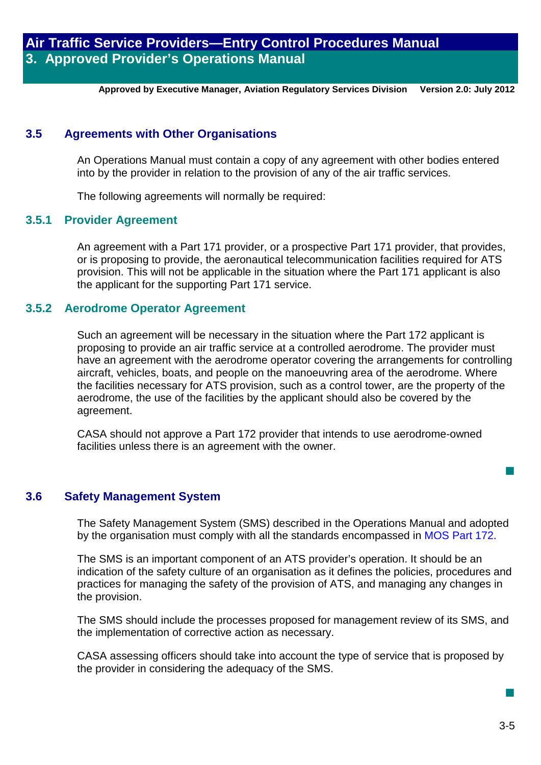## 3.5 Agreements with Other Organisations

An Operations Manual must contain a copy of any agreement with other bodies entered into by the provider in relation to the provision of any of the air traffic services.

The following agreements will normally be required:

### 3.5.1 Provider Agreement

An agreement with a Part 171 provider, or a prospective Part 171 provider, that provides, or is proposing to provide, the aeronautical telecommunication facilities required for ATS provision. This will not be applicable in the situation where the Part 171 applicant is also the applicant for the supporting Part 171 service.

### 3.5.2 Aerodrome Operator Agreement

Such an agreement will be necessary in the situation where the Part 172 applicant is proposing to provide an air traffic service at a controlled aerodrome. The provider must have an agreement with the aerodrome operator covering the arrangements for controlling aircraft, vehicles, boats, and people on the manoeuvring area of the aerodrome. Where the facilities necessary for ATS provision, such as a control tower, are the property of the aerodrome, the use of the facilities by the applicant should also be covered by the agreement.

CASA should not approve a Part 172 provider that intends to use aerodrome-owned facilities unless there is an agreement with the owner.

## 3.6 Safety Management System

The Safety Management System (SMS) described in the Operations Manual and adopted by the organisation must comply with all the standards encompassed in MOS Part 172.

The SMS is an important component of an ATS provider's operation. It should be an indication of the safety culture of an organisation as it defines the policies, procedures and practices for managing the safety of the provision of ATS, and managing any changes in the provision.

The SMS should include the processes proposed for management review of its SMS, and the implementation of corrective action as necessary.

CASA assessing officers should take into account the type of service that is proposed by the provider in considering the adequacy of the SMS.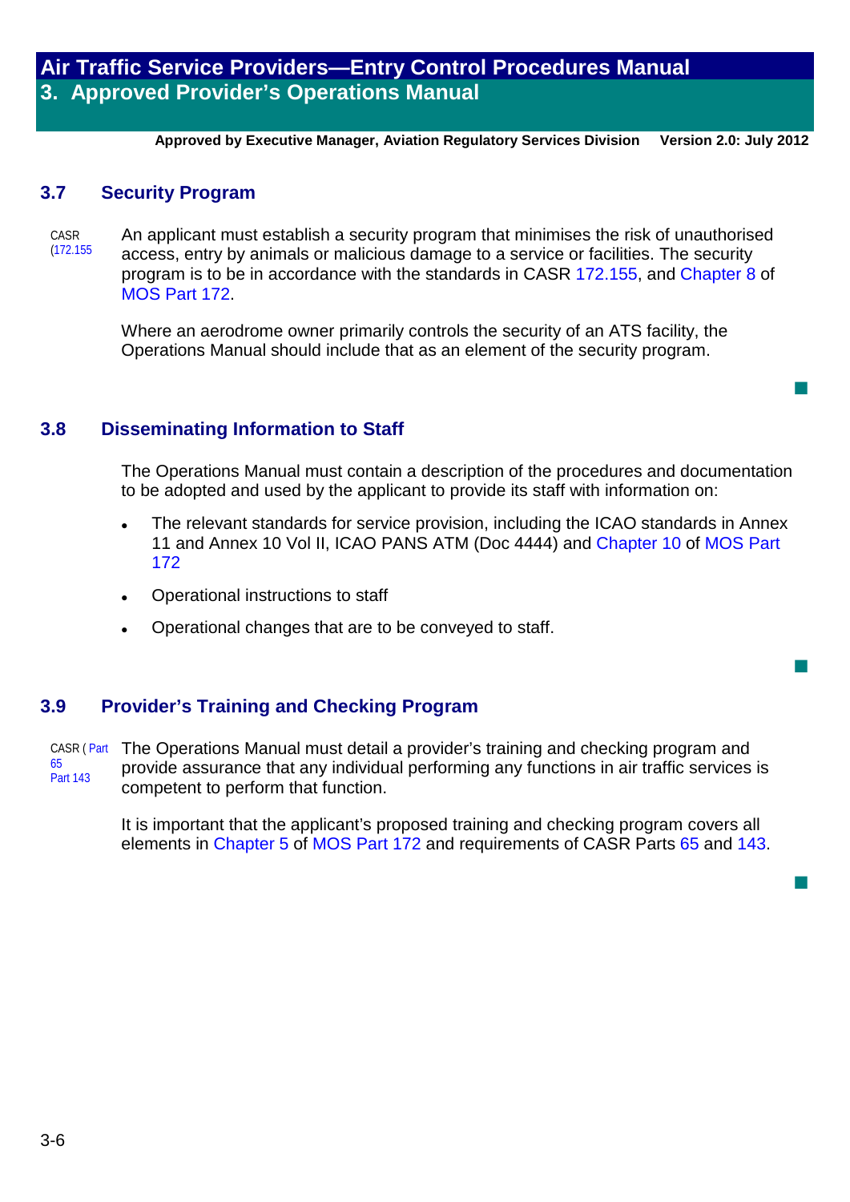## 3.7 Security Program

CASR (172.155

An applicant must establish a security program that minimises the risk of unauthorised access, entry by animals or malicious damage to a service or facilities. The security program is to be in accordance with the standards in CASR 172.155, and Chapter 8 of MOS Part 172.

Where an aerodrome owner primarily controls the security of an ATS facility, the Operations Manual should include that as an element of the security program.

## 3.8 Disseminating Information to Staff

The Operations Manual must contain a description of the procedures and documentation to be adopted and used by the applicant to provide its staff with information on:

- The relevant standards for service provision, including the ICAO standards in Annex 11 and Annex 10 Vol II, ICAO PANS ATM (Doc 4444) and Chapter 10 of MOS Part 172
- Operational instructions to staff
- Operational changes that are to be conveyed to staff.

## 3.9 Provider's Training and Checking Program

CASR ( Part 65 Part 143

The Operations Manual must detail a provider's training and checking program and provide assurance that any individual performing any functions in air traffic services is competent to perform that function.

It is important that the applicant's proposed training and checking program covers all elements in Chapter 5 of MOS Part 172 and requirements of CASR Parts 65 and 143.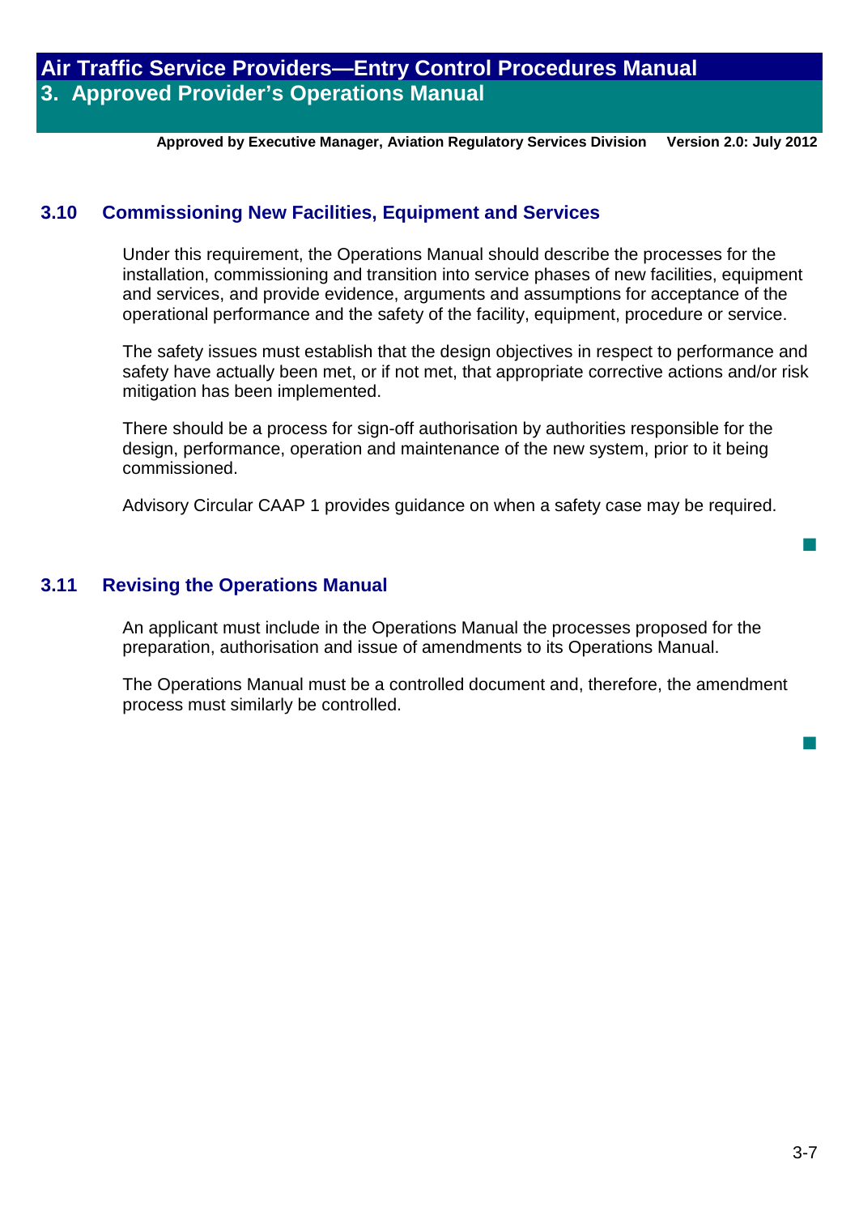## 3.10 Commissioning New Facilities, Equipment and Services

Under this requirement, the Operations Manual should describe the processes for the installation, commissioning and transition into service phases of new facilities, equipment and services, and provide evidence, arguments and assumptions for acceptance of the operational performance and the safety of the facility, equipment, procedure or service.

The safety issues must establish that the design objectives in respect to performance and safety have actually been met, or if not met, that appropriate corrective actions and/or risk mitigation has been implemented.

There should be a process for sign-off authorisation by authorities responsible for the design, performance, operation and maintenance of the new system, prior to it being commissioned.

Advisory Circular CAAP 1 provides guidance on when a safety case may be required.

## 3.11 Revising the Operations Manual

An applicant must include in the Operations Manual the processes proposed for the preparation, authorisation and issue of amendments to its Operations Manual.

The Operations Manual must be a controlled document and, therefore, the amendment process must similarly be controlled.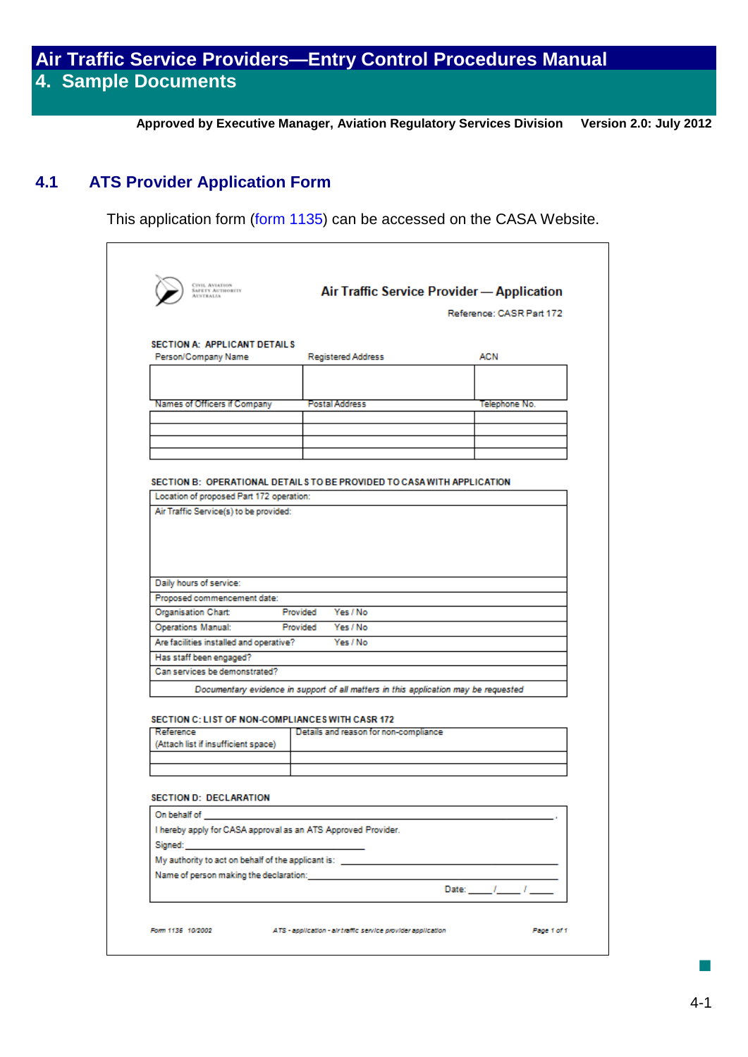## 4.1 ATS Provider Application Form

This application form (form 1135) can be accessed on the CASA Website.

CIVIL AVIATION SAFETY AUTHORITY AUSTRALIA

**Air Traffic Service Provider — Application**

Reference: CASR Part 172

**SECTION A: APPLICANT DETAILS**

| Person/Company Name | Registered Address | ACN |
|---|---|---|
| | | |
| **Names of Officers if Company** | **Postal Address** | **Telephone No.** |
| | | |
| | | |
| | | |
| | | |

**SECTION B: OPERATIONAL DETAILS TO BE PROVIDED TO CASA WITH APPLICATION**

| | | |
|---|---|---|
| Location of proposed Part 172 operation: | | |
| Air Traffic Service(s) to be provided: | | |
| Daily hours of service: | | |
| Proposed commencement date: | | |
| Organisation Chart | Provided | Yes / No |
| Operations Manual: | Provided | Yes / No |
| Are facilities installed and operative? | | Yes / No |
| Has staff been engaged? | | |
| Can services be demonstrated? | | |

*Documentary evidence in support of all matters in this application may be requested*

**SECTION C: LIST OF NON-COMPLIANCES WITH CASR 172**

| Reference (Attach list if insufficient space) | Details and reason for non-compliance |
|---|---|
| | |
| | |

**SECTION D: DECLARATION**

On behalf of \_\_\_\_\_\_\_\_\_\_\_\_\_\_\_\_\_\_\_\_\_\_\_\_\_\_\_\_\_\_\_\_\_\_\_\_\_\_\_\_.

I hereby apply for CASA approval as an ATS Approved Provider.

Signed: \_\_\_\_\_\_\_\_\_\_\_\_\_\_\_\_\_\_\_\_\_\_\_\_

My authority to act on behalf of the applicant is: \_\_\_\_\_\_\_\_\_\_\_\_\_\_\_\_\_\_\_\_\_\_\_\_

Name of person making the declaration: \_\_\_\_\_\_\_\_\_\_\_\_\_\_\_\_\_\_\_\_\_\_\_\_

Date: \_\_\_\_\_ / \_\_\_\_\_ / \_\_\_\_\_

Form 1135 10/2002 — ATS - application - air traffic service provider application — Page 1 of 1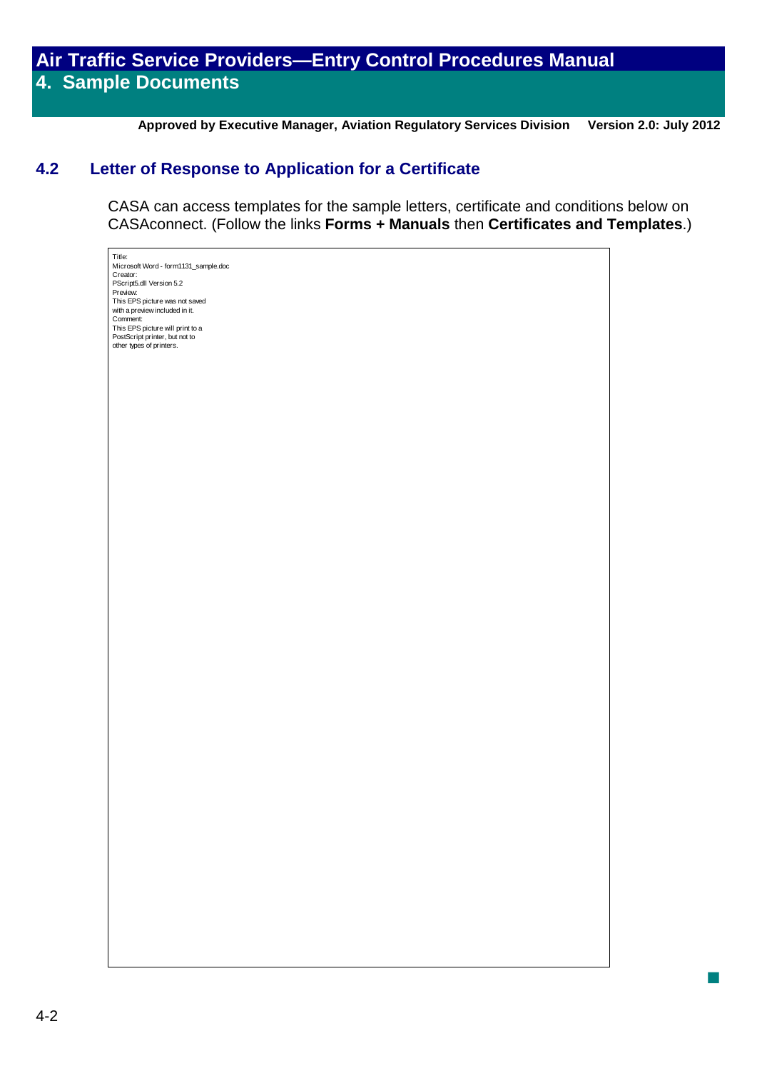## 4.2 Letter of Response to Application for a Certificate

CASA can access templates for the sample letters, certificate and conditions below on CASAconnect. (Follow the links **Forms + Manuals** then **Certificates and Templates**.)

Title:
Microsoft Word - form1131_sample.doc
Creator:
PScript5.dll Version 5.2
Preview:
This EPS picture was not saved
with a preview included in it.
Comment:
This EPS picture will print to a
PostScript printer, but not to
other types of printers.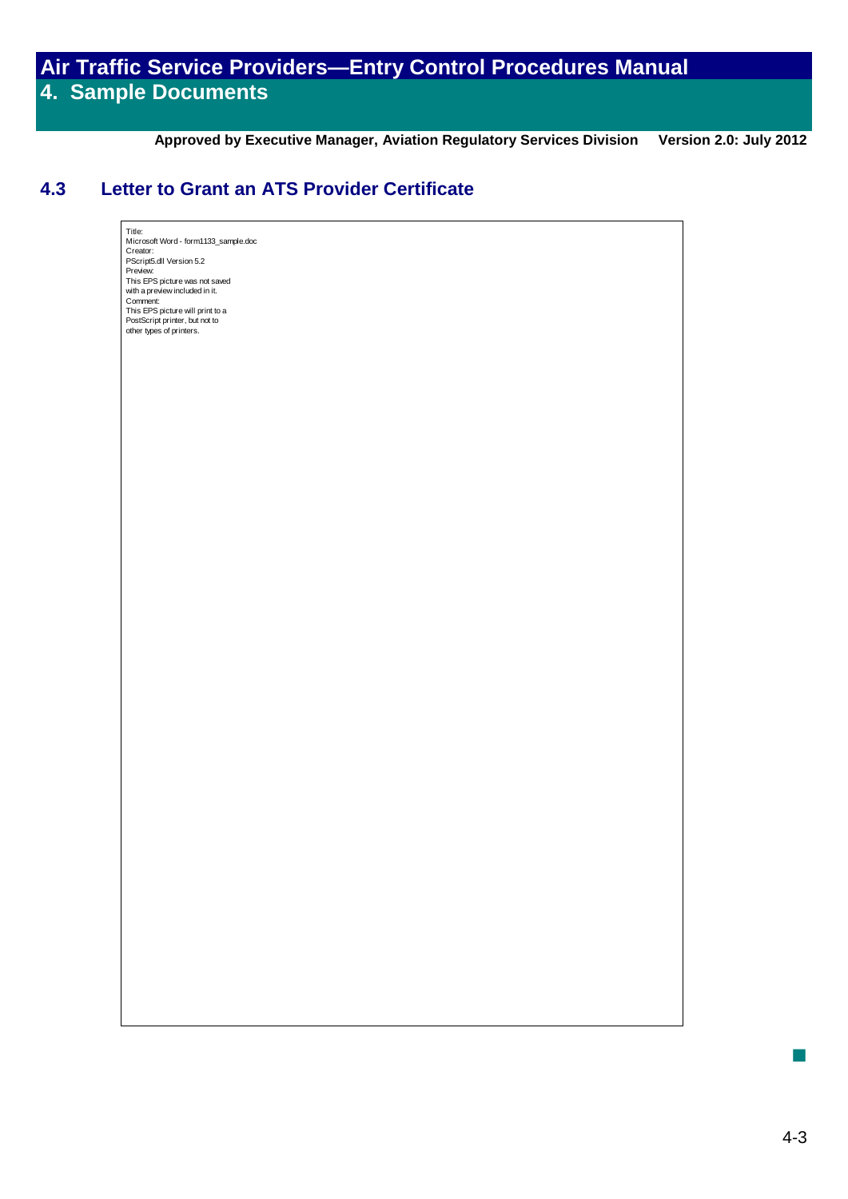## 4.3 Letter to Grant an ATS Provider Certificate

Title:
Microsoft Word - form1133_sample.doc
Creator:
PScript5.dll Version 5.2
Preview:
This EPS picture was not saved
with a preview included in it.
Comment:
This EPS picture will print to a
PostScript printer, but not to
other types of printers.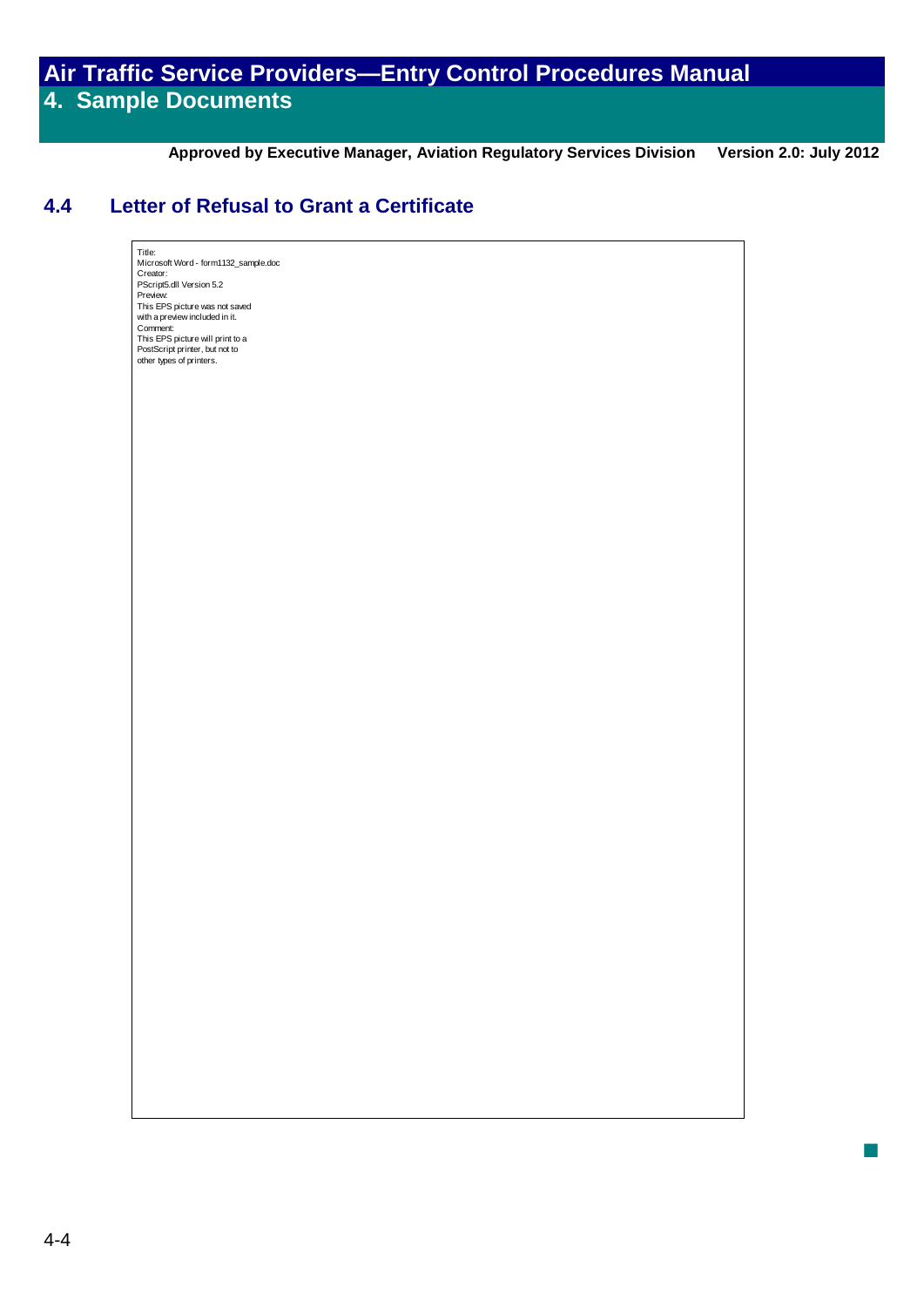## 4.4 Letter of Refusal to Grant a Certificate

Title:
Microsoft Word - form1132_sample.doc
Creator:
PScript5.dll Version 5.2
Preview:
This EPS picture was not saved
with a preview included in it.
Comment:
This EPS picture will print to a
PostScript printer, but not to
other types of printers.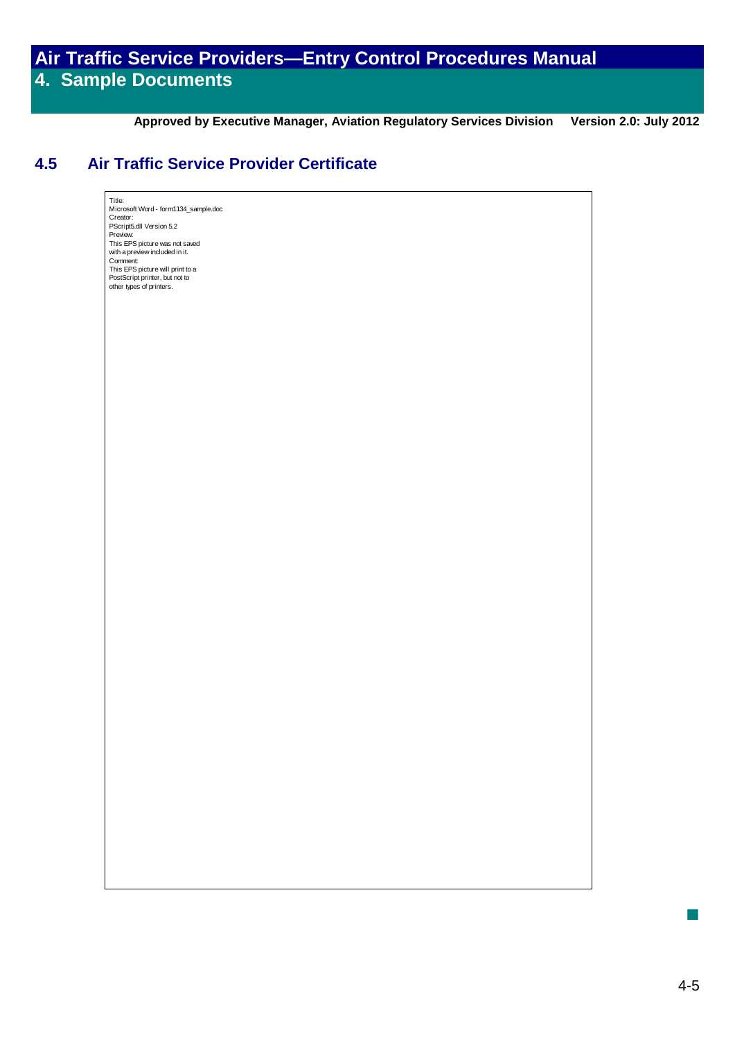## 4.5 Air Traffic Service Provider Certificate

Title:
Microsoft Word - form1134_sample.doc
Creator:
PScript5.dll Version 5.2
Preview:
This EPS picture was not saved
with a preview included in it.
Comment:
This EPS picture will print to a
PostScript printer, but not to
other types of printers.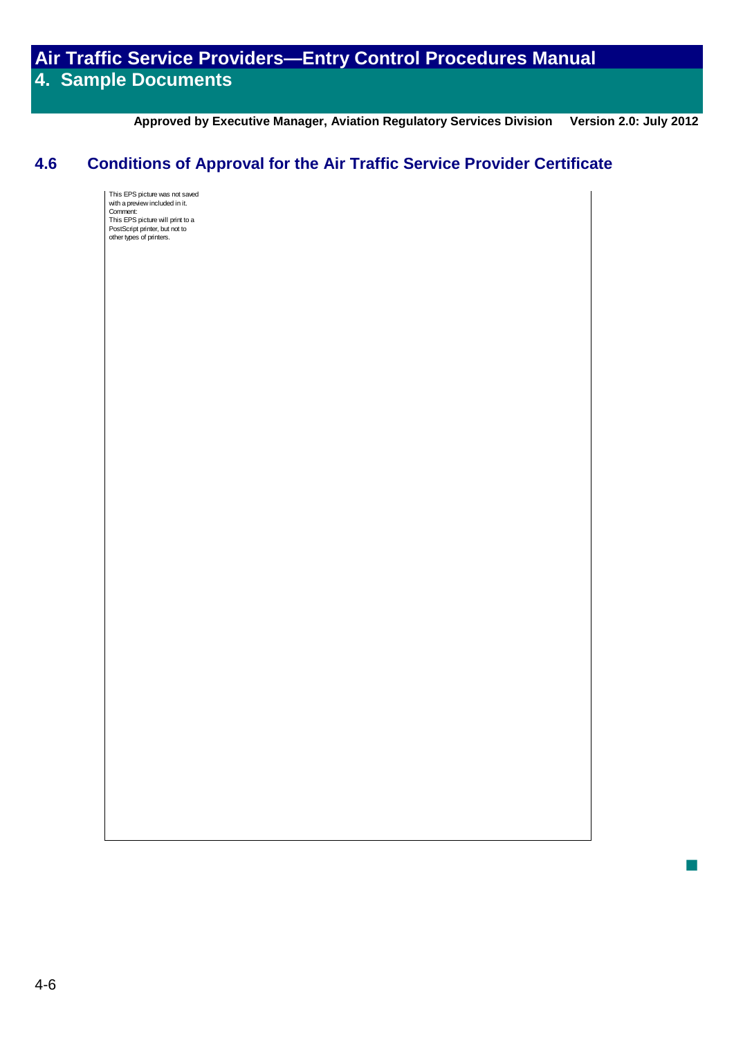## 4.6 Conditions of Approval for the Air Traffic Service Provider Certificate

This EPS picture was not saved with a preview included in it.
Comment:
This EPS picture will print to a PostScript printer, but not to other types of printers.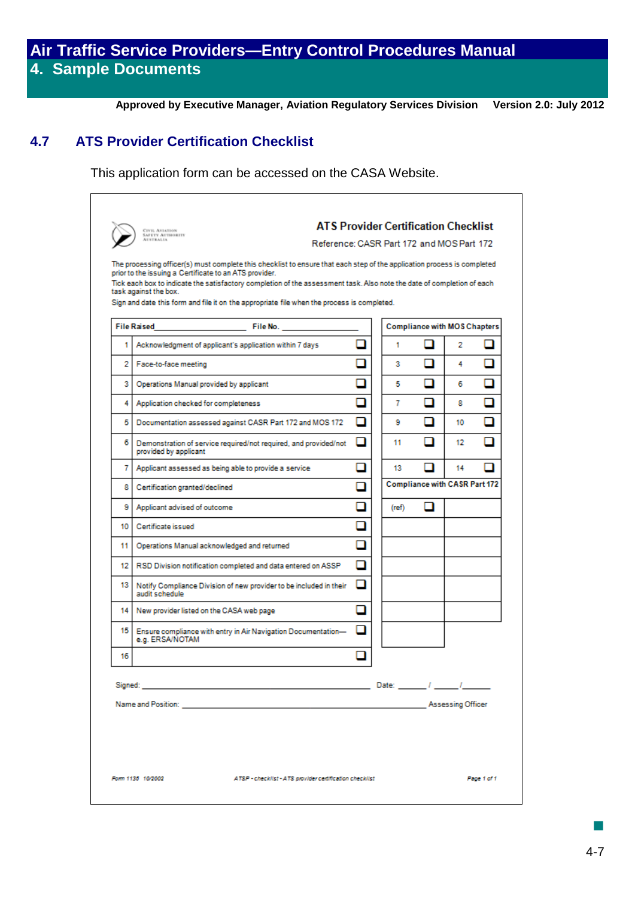## 4.7 ATS Provider Certification Checklist

This application form can be accessed on the CASA Website.

**ATS Provider Certification Checklist**

Reference: CASR Part 172 and MOS Part 172

The processing officer(s) must complete this checklist to ensure that each step of the application process is completed prior to the issuing a Certificate to an ATS provider.

Tick each box to indicate the satisfactory completion of the assessment task. Also note the date of completion of each task against the box.

Sign and date this form and file it on the appropriate file when the process is completed.

**File Raised** ____________________ **File No.** ____________________

| | | |
|---|---|---|
| 1 | Acknowledgment of applicant's application within 7 days | ☐ |
| 2 | Face-to-face meeting | ☐ |
| 3 | Operations Manual provided by applicant | ☐ |
| 4 | Application checked for completeness | ☐ |
| 5 | Documentation assessed against CASR Part 172 and MOS 172 | ☐ |
| 6 | Demonstration of service required/not required, and provided/not provided by applicant | ☐ |
| 7 | Applicant assessed as being able to provide a service | ☐ |
| 8 | Certification granted/declined | ☐ |
| 9 | Applicant advised of outcome | ☐ |
| 10 | Certificate issued | ☐ |
| 11 | Operations Manual acknowledged and returned | ☐ |
| 12 | RSD Division notification completed and data entered on ASSP | ☐ |
| 13 | Notify Compliance Division of new provider to be included in their audit schedule | ☐ |
| 14 | New provider listed on the CASA web page | ☐ |
| 15 | Ensure compliance with entry in Air Navigation Documentation—e.g. ERSA/NOTAM | ☐ |
| 16 | | ☐ |

**Compliance with MOS Chapters**

| | | | |
|---|---|---|---|
| 1 | ☐ | 2 | ☐ |
| 3 | ☐ | 4 | ☐ |
| 5 | ☐ | 6 | ☐ |
| 7 | ☐ | 8 | ☐ |
| 9 | ☐ | 10 | ☐ |
| 11 | ☐ | 12 | ☐ |
| 13 | ☐ | 14 | ☐ |

**Compliance with CASR Part 172**

| | | |
|---|---|---|
| (ref) | ☐ | |
| | | |
| | | |
| | | |
| | | |
| | | |
| | | |

Signed: ____________________ Date: ______ / ______ / ______

Name and Position: ____________________ Assessing Officer

Form 1136 10/2002 ATSP - checklist - ATS provider certification checklist Page 1 of 1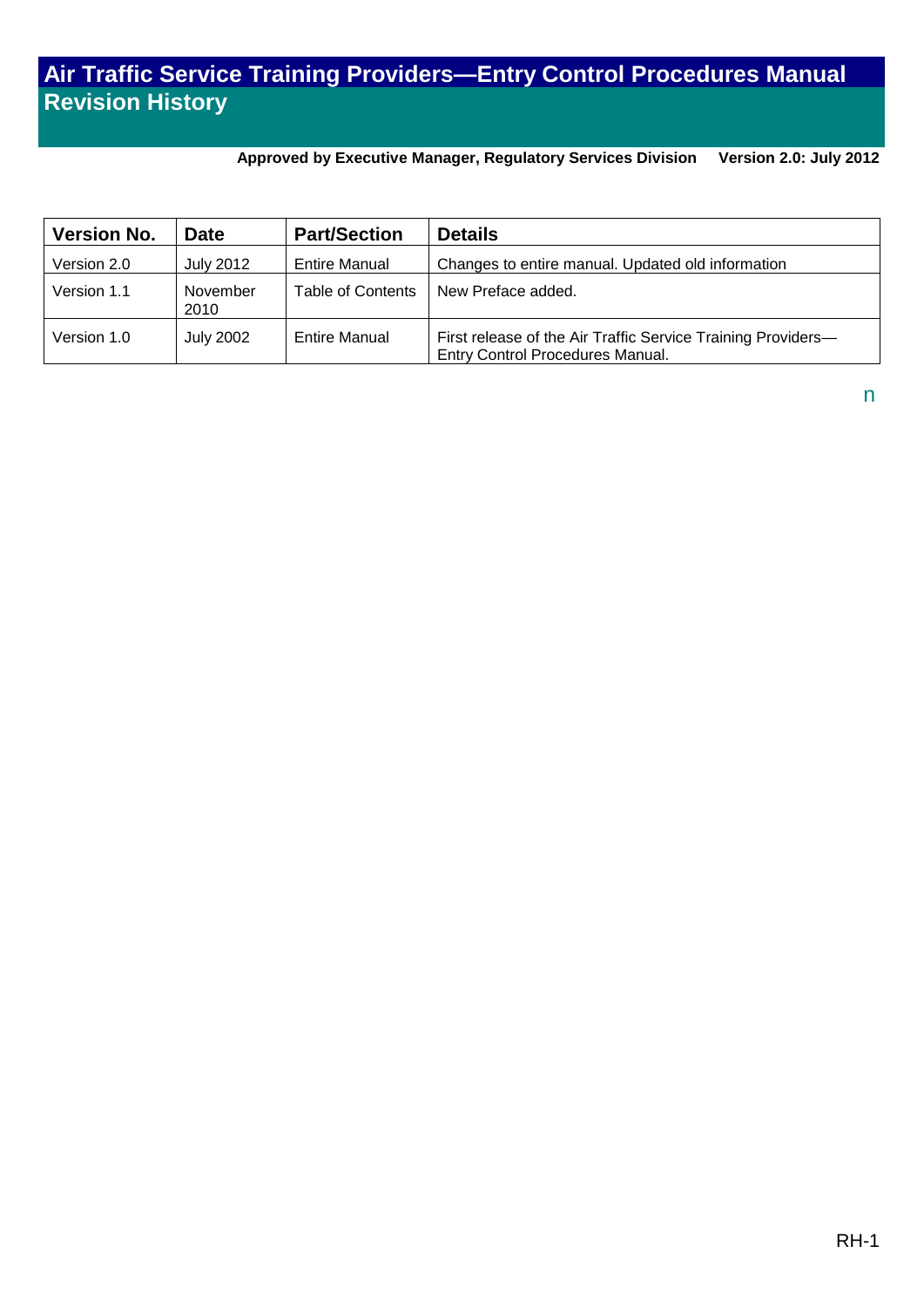# Air Traffic Service Training Providers—Entry Control Procedures Manual
## Revision History

**Approved by Executive Manager, Regulatory Services Division Version 2.0: July 2012**

| Version No. | Date | Part/Section | Details |
|---|---|---|---|
| Version 2.0 | July 2012 | Entire Manual | Changes to entire manual. Updated old information |
| Version 1.1 | November 2010 | Table of Contents | New Preface added. |
| Version 1.0 | July 2002 | Entire Manual | First release of the Air Traffic Service Training Providers—Entry Control Procedures Manual. |

n